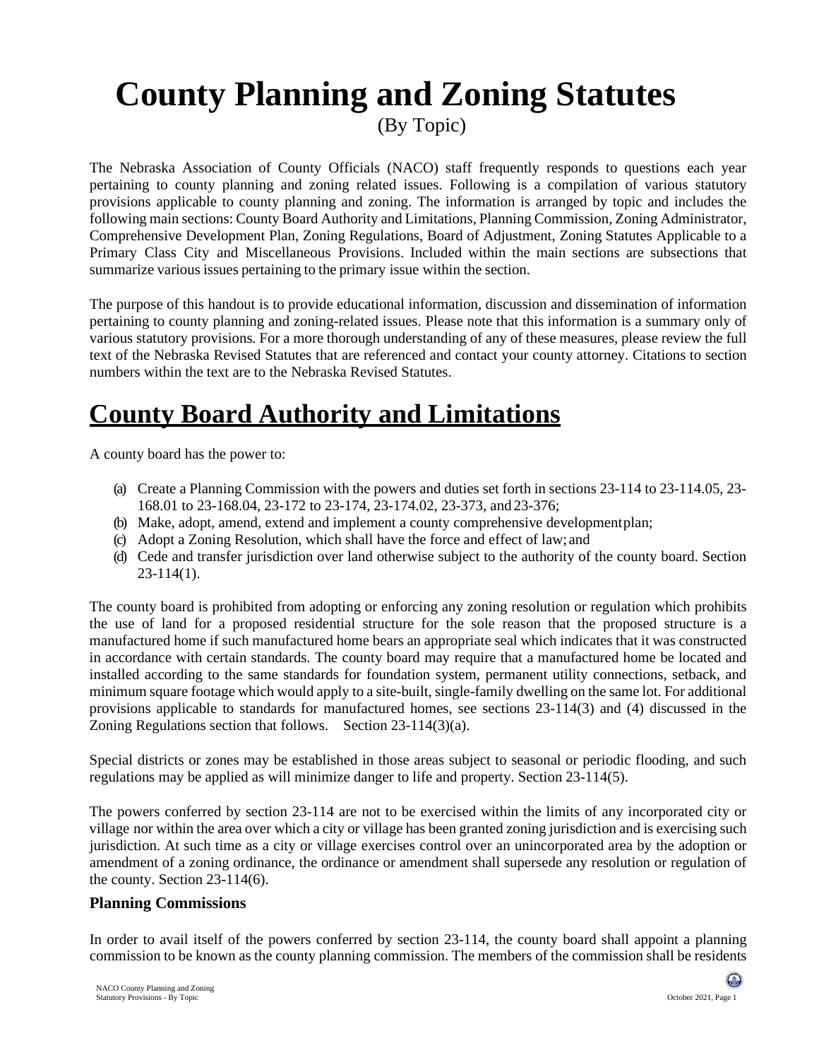# County Planning and Zoning Statutes

(By Topic)

The Nebraska Association of County Officials (NACO) staff frequently responds to questions each year pertaining to county planning and zoning related issues. Following is a compilation of various statutory provisions applicable to county planning and zoning. The information is arranged by topic and includes the following main sections: County Board Authority and Limitations, Planning Commission, Zoning Administrator, Comprehensive Development Plan, Zoning Regulations, Board of Adjustment, Zoning Statutes Applicable to a Primary Class City and Miscellaneous Provisions. Included within the main sections are subsections that summarize various issues pertaining to the primary issue within the section.

The purpose of this handout is to provide educational information, discussion and dissemination of information pertaining to county planning and zoning-related issues. Please note that this information is a summary only of various statutory provisions. For a more thorough understanding of any of these measures, please review the full text of the Nebraska Revised Statutes that are referenced and contact your county attorney. Citations to section numbers within the text are to the Nebraska Revised Statutes.

## County Board Authority and Limitations

A county board has the power to:

(a) Create a Planning Commission with the powers and duties set forth in sections 23-114 to 23-114.05, 23-168.01 to 23-168.04, 23-172 to 23-174, 23-174.02, 23-373, and 23-376;
(b) Make, adopt, amend, extend and implement a county comprehensive development plan;
(c) Adopt a Zoning Resolution, which shall have the force and effect of law; and
(d) Cede and transfer jurisdiction over land otherwise subject to the authority of the county board. Section 23-114(1).

The county board is prohibited from adopting or enforcing any zoning resolution or regulation which prohibits the use of land for a proposed residential structure for the sole reason that the proposed structure is a manufactured home if such manufactured home bears an appropriate seal which indicates that it was constructed in accordance with certain standards. The county board may require that a manufactured home be located and installed according to the same standards for foundation system, permanent utility connections, setback, and minimum square footage which would apply to a site-built, single-family dwelling on the same lot. For additional provisions applicable to standards for manufactured homes, see sections 23-114(3) and (4) discussed in the Zoning Regulations section that follows. Section 23-114(3)(a).

Special districts or zones may be established in those areas subject to seasonal or periodic flooding, and such regulations may be applied as will minimize danger to life and property. Section 23-114(5).

The powers conferred by section 23-114 are not to be exercised within the limits of any incorporated city or village nor within the area over which a city or village has been granted zoning jurisdiction and is exercising such jurisdiction. At such time as a city or village exercises control over an unincorporated area by the adoption or amendment of a zoning ordinance, the ordinance or amendment shall supersede any resolution or regulation of the county. Section 23-114(6).

### Planning Commissions

In order to avail itself of the powers conferred by section 23-114, the county board shall appoint a planning commission to be known as the county planning commission. The members of the commission shall be residents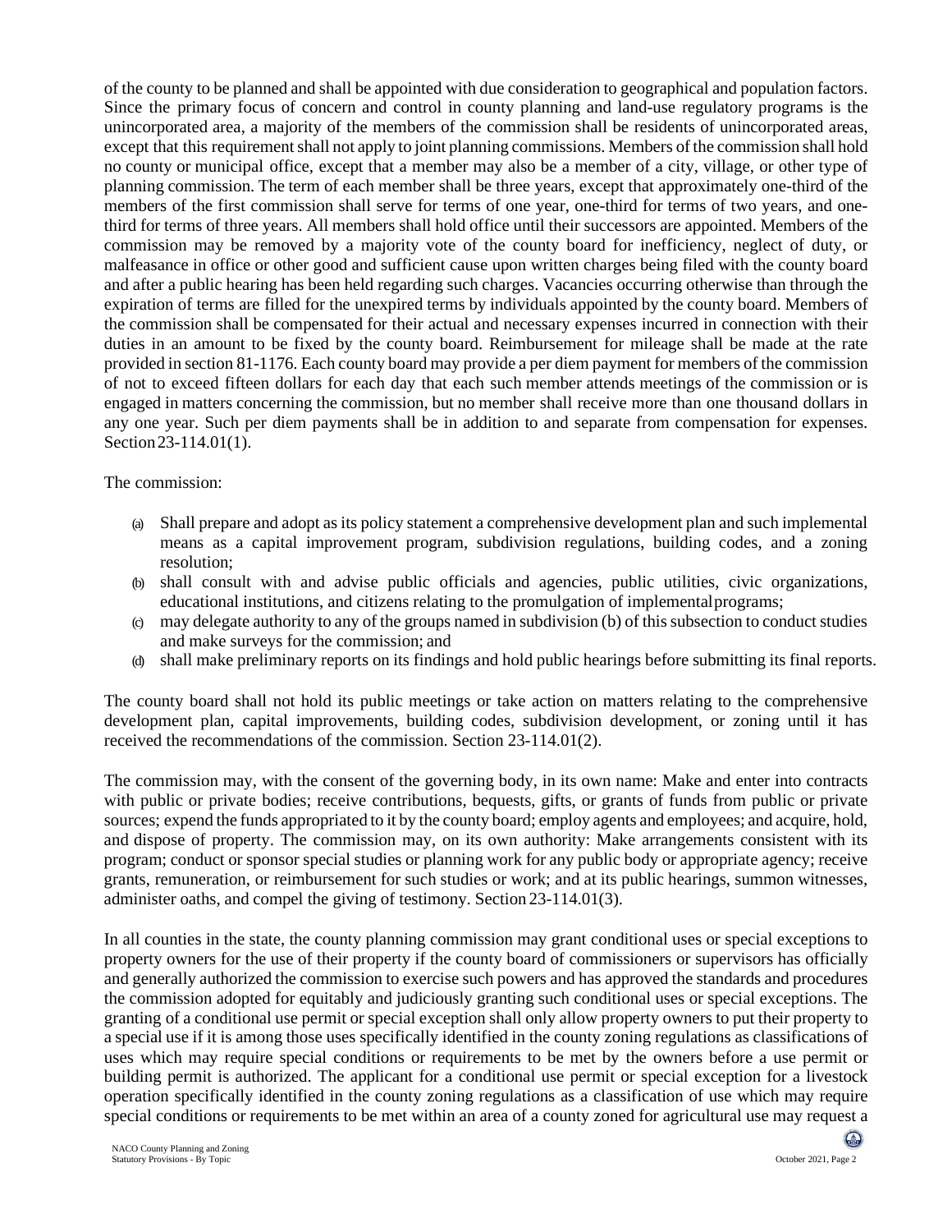of the county to be planned and shall be appointed with due consideration to geographical and population factors. Since the primary focus of concern and control in county planning and land-use regulatory programs is the unincorporated area, a majority of the members of the commission shall be residents of unincorporated areas, except that this requirement shall not apply to joint planning commissions. Members of the commission shall hold no county or municipal office, except that a member may also be a member of a city, village, or other type of planning commission. The term of each member shall be three years, except that approximately one-third of the members of the first commission shall serve for terms of one year, one-third for terms of two years, and one-third for terms of three years. All members shall hold office until their successors are appointed. Members of the commission may be removed by a majority vote of the county board for inefficiency, neglect of duty, or malfeasance in office or other good and sufficient cause upon written charges being filed with the county board and after a public hearing has been held regarding such charges. Vacancies occurring otherwise than through the expiration of terms are filled for the unexpired terms by individuals appointed by the county board. Members of the commission shall be compensated for their actual and necessary expenses incurred in connection with their duties in an amount to be fixed by the county board. Reimbursement for mileage shall be made at the rate provided in section 81-1176. Each county board may provide a per diem payment for members of the commission of not to exceed fifteen dollars for each day that each such member attends meetings of the commission or is engaged in matters concerning the commission, but no member shall receive more than one thousand dollars in any one year. Such per diem payments shall be in addition to and separate from compensation for expenses. Section 23-114.01(1).

The commission:

(a) Shall prepare and adopt as its policy statement a comprehensive development plan and such implemental means as a capital improvement program, subdivision regulations, building codes, and a zoning resolution;
(b) shall consult with and advise public officials and agencies, public utilities, civic organizations, educational institutions, and citizens relating to the promulgation of implemental programs;
(c) may delegate authority to any of the groups named in subdivision (b) of this subsection to conduct studies and make surveys for the commission; and
(d) shall make preliminary reports on its findings and hold public hearings before submitting its final reports.

The county board shall not hold its public meetings or take action on matters relating to the comprehensive development plan, capital improvements, building codes, subdivision development, or zoning until it has received the recommendations of the commission. Section 23-114.01(2).

The commission may, with the consent of the governing body, in its own name: Make and enter into contracts with public or private bodies; receive contributions, bequests, gifts, or grants of funds from public or private sources; expend the funds appropriated to it by the county board; employ agents and employees; and acquire, hold, and dispose of property. The commission may, on its own authority: Make arrangements consistent with its program; conduct or sponsor special studies or planning work for any public body or appropriate agency; receive grants, remuneration, or reimbursement for such studies or work; and at its public hearings, summon witnesses, administer oaths, and compel the giving of testimony. Section 23-114.01(3).

In all counties in the state, the county planning commission may grant conditional uses or special exceptions to property owners for the use of their property if the county board of commissioners or supervisors has officially and generally authorized the commission to exercise such powers and has approved the standards and procedures the commission adopted for equitably and judiciously granting such conditional uses or special exceptions. The granting of a conditional use permit or special exception shall only allow property owners to put their property to a special use if it is among those uses specifically identified in the county zoning regulations as classifications of uses which may require special conditions or requirements to be met by the owners before a use permit or building permit is authorized. The applicant for a conditional use permit or special exception for a livestock operation specifically identified in the county zoning regulations as a classification of use which may require special conditions or requirements to be met within an area of a county zoned for agricultural use may request a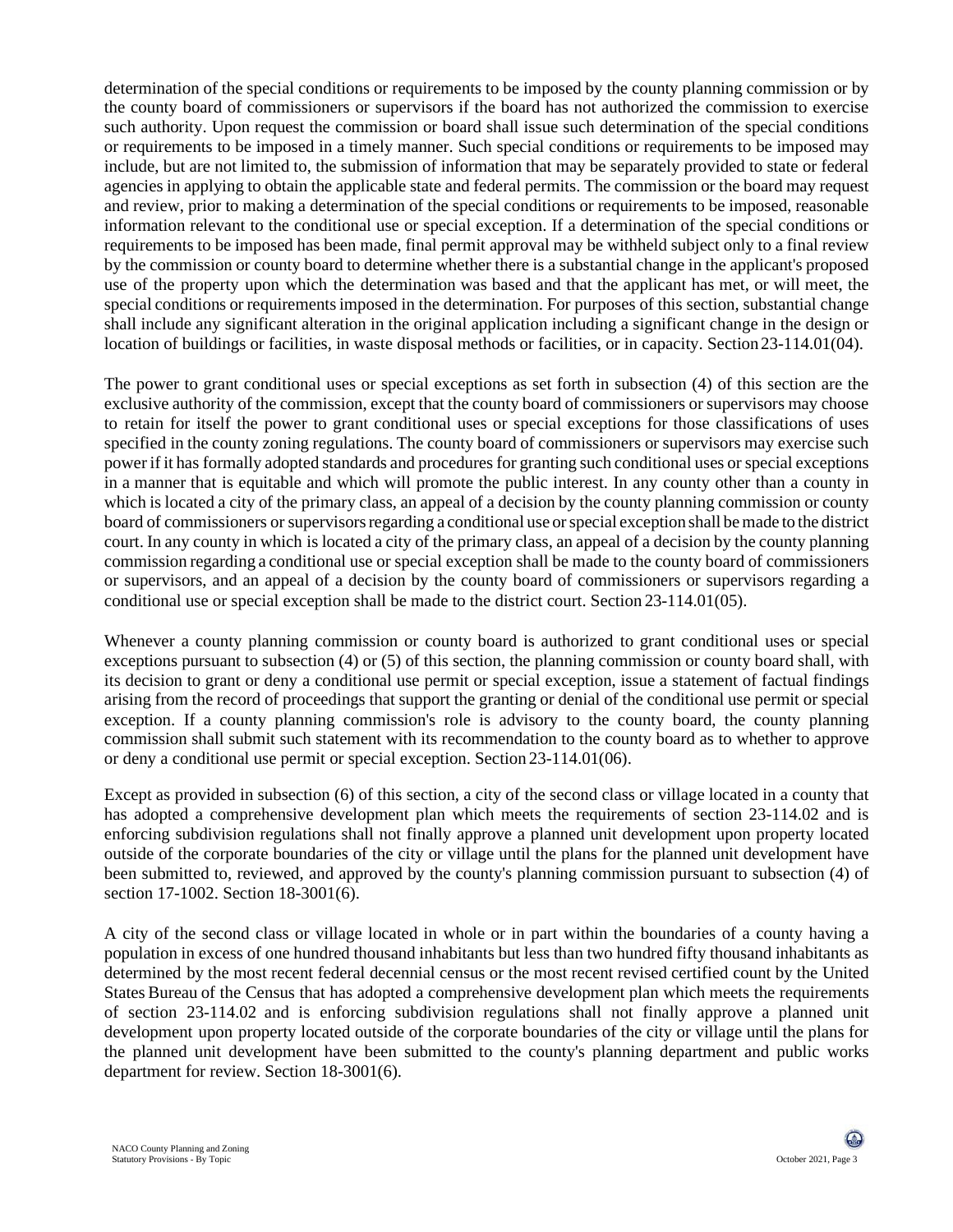determination of the special conditions or requirements to be imposed by the county planning commission or by the county board of commissioners or supervisors if the board has not authorized the commission to exercise such authority. Upon request the commission or board shall issue such determination of the special conditions or requirements to be imposed in a timely manner. Such special conditions or requirements to be imposed may include, but are not limited to, the submission of information that may be separately provided to state or federal agencies in applying to obtain the applicable state and federal permits. The commission or the board may request and review, prior to making a determination of the special conditions or requirements to be imposed, reasonable information relevant to the conditional use or special exception. If a determination of the special conditions or requirements to be imposed has been made, final permit approval may be withheld subject only to a final review by the commission or county board to determine whether there is a substantial change in the applicant's proposed use of the property upon which the determination was based and that the applicant has met, or will meet, the special conditions or requirements imposed in the determination. For purposes of this section, substantial change shall include any significant alteration in the original application including a significant change in the design or location of buildings or facilities, in waste disposal methods or facilities, or in capacity. Section 23-114.01(04).

The power to grant conditional uses or special exceptions as set forth in subsection (4) of this section are the exclusive authority of the commission, except that the county board of commissioners or supervisors may choose to retain for itself the power to grant conditional uses or special exceptions for those classifications of uses specified in the county zoning regulations. The county board of commissioners or supervisors may exercise such power if it has formally adopted standards and procedures for granting such conditional uses or special exceptions in a manner that is equitable and which will promote the public interest. In any county other than a county in which is located a city of the primary class, an appeal of a decision by the county planning commission or county board of commissioners or supervisors regarding a conditional use or special exception shall be made to the district court. In any county in which is located a city of the primary class, an appeal of a decision by the county planning commission regarding a conditional use or special exception shall be made to the county board of commissioners or supervisors, and an appeal of a decision by the county board of commissioners or supervisors regarding a conditional use or special exception shall be made to the district court. Section 23-114.01(05).

Whenever a county planning commission or county board is authorized to grant conditional uses or special exceptions pursuant to subsection (4) or (5) of this section, the planning commission or county board shall, with its decision to grant or deny a conditional use permit or special exception, issue a statement of factual findings arising from the record of proceedings that support the granting or denial of the conditional use permit or special exception. If a county planning commission's role is advisory to the county board, the county planning commission shall submit such statement with its recommendation to the county board as to whether to approve or deny a conditional use permit or special exception. Section 23-114.01(06).

Except as provided in subsection (6) of this section, a city of the second class or village located in a county that has adopted a comprehensive development plan which meets the requirements of section 23-114.02 and is enforcing subdivision regulations shall not finally approve a planned unit development upon property located outside of the corporate boundaries of the city or village until the plans for the planned unit development have been submitted to, reviewed, and approved by the county's planning commission pursuant to subsection (4) of section 17-1002. Section 18-3001(6).

A city of the second class or village located in whole or in part within the boundaries of a county having a population in excess of one hundred thousand inhabitants but less than two hundred fifty thousand inhabitants as determined by the most recent federal decennial census or the most recent revised certified count by the United States Bureau of the Census that has adopted a comprehensive development plan which meets the requirements of section 23-114.02 and is enforcing subdivision regulations shall not finally approve a planned unit development upon property located outside of the corporate boundaries of the city or village until the plans for the planned unit development have been submitted to the county's planning department and public works department for review. Section 18-3001(6).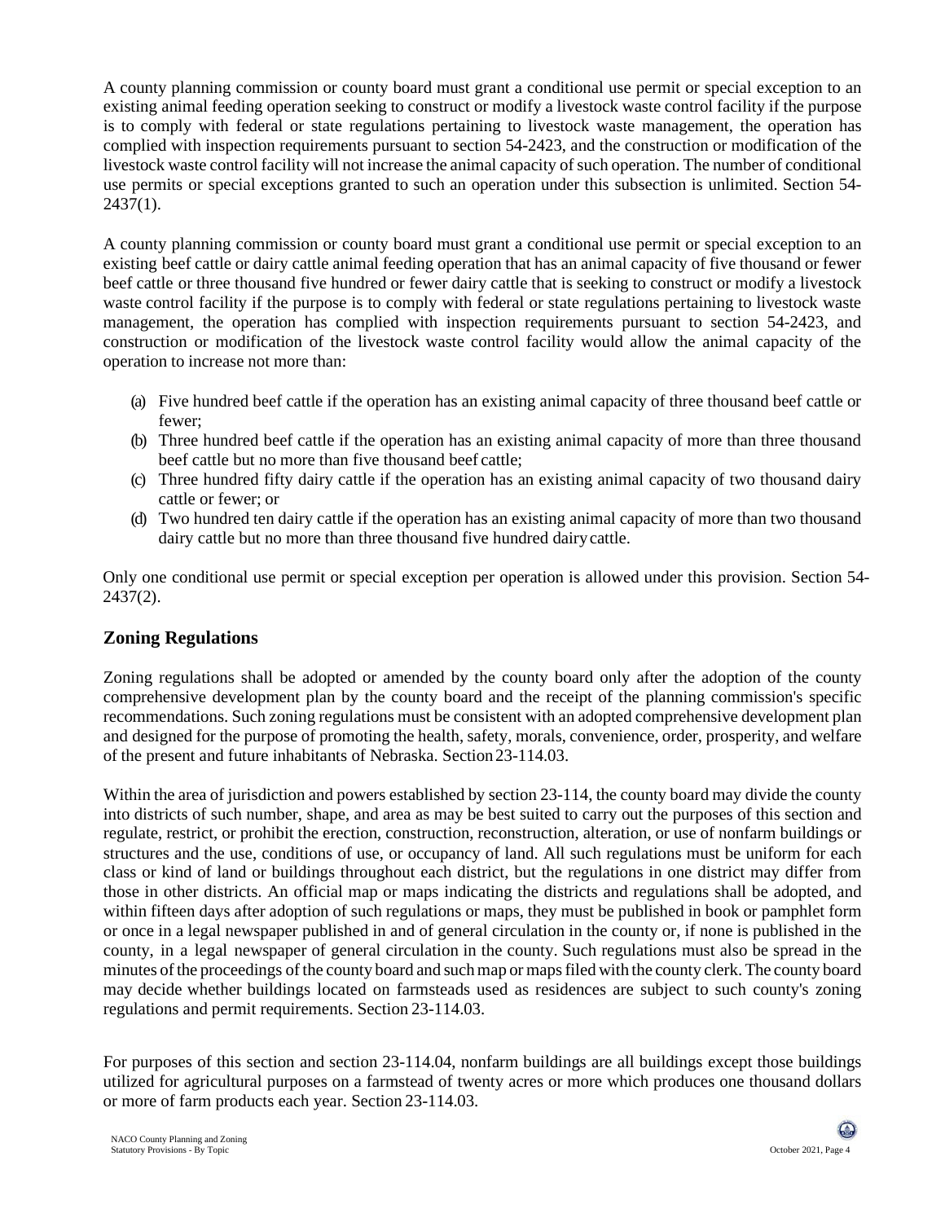A county planning commission or county board must grant a conditional use permit or special exception to an existing animal feeding operation seeking to construct or modify a livestock waste control facility if the purpose is to comply with federal or state regulations pertaining to livestock waste management, the operation has complied with inspection requirements pursuant to section 54-2423, and the construction or modification of the livestock waste control facility will not increase the animal capacity of such operation. The number of conditional use permits or special exceptions granted to such an operation under this subsection is unlimited. Section 54-2437(1).

A county planning commission or county board must grant a conditional use permit or special exception to an existing beef cattle or dairy cattle animal feeding operation that has an animal capacity of five thousand or fewer beef cattle or three thousand five hundred or fewer dairy cattle that is seeking to construct or modify a livestock waste control facility if the purpose is to comply with federal or state regulations pertaining to livestock waste management, the operation has complied with inspection requirements pursuant to section 54-2423, and construction or modification of the livestock waste control facility would allow the animal capacity of the operation to increase not more than:

(a) Five hundred beef cattle if the operation has an existing animal capacity of three thousand beef cattle or fewer;
(b) Three hundred beef cattle if the operation has an existing animal capacity of more than three thousand beef cattle but no more than five thousand beef cattle;
(c) Three hundred fifty dairy cattle if the operation has an existing animal capacity of two thousand dairy cattle or fewer; or
(d) Two hundred ten dairy cattle if the operation has an existing animal capacity of more than two thousand dairy cattle but no more than three thousand five hundred dairy cattle.

Only one conditional use permit or special exception per operation is allowed under this provision. Section 54-2437(2).

## Zoning Regulations

Zoning regulations shall be adopted or amended by the county board only after the adoption of the county comprehensive development plan by the county board and the receipt of the planning commission's specific recommendations. Such zoning regulations must be consistent with an adopted comprehensive development plan and designed for the purpose of promoting the health, safety, morals, convenience, order, prosperity, and welfare of the present and future inhabitants of Nebraska. Section 23-114.03.

Within the area of jurisdiction and powers established by section 23-114, the county board may divide the county into districts of such number, shape, and area as may be best suited to carry out the purposes of this section and regulate, restrict, or prohibit the erection, construction, reconstruction, alteration, or use of nonfarm buildings or structures and the use, conditions of use, or occupancy of land. All such regulations must be uniform for each class or kind of land or buildings throughout each district, but the regulations in one district may differ from those in other districts. An official map or maps indicating the districts and regulations shall be adopted, and within fifteen days after adoption of such regulations or maps, they must be published in book or pamphlet form or once in a legal newspaper published in and of general circulation in the county or, if none is published in the county, in a legal newspaper of general circulation in the county. Such regulations must also be spread in the minutes of the proceedings of the county board and such map or maps filed with the county clerk. The county board may decide whether buildings located on farmsteads used as residences are subject to such county's zoning regulations and permit requirements. Section 23-114.03.

For purposes of this section and section 23-114.04, nonfarm buildings are all buildings except those buildings utilized for agricultural purposes on a farmstead of twenty acres or more which produces one thousand dollars or more of farm products each year. Section 23-114.03.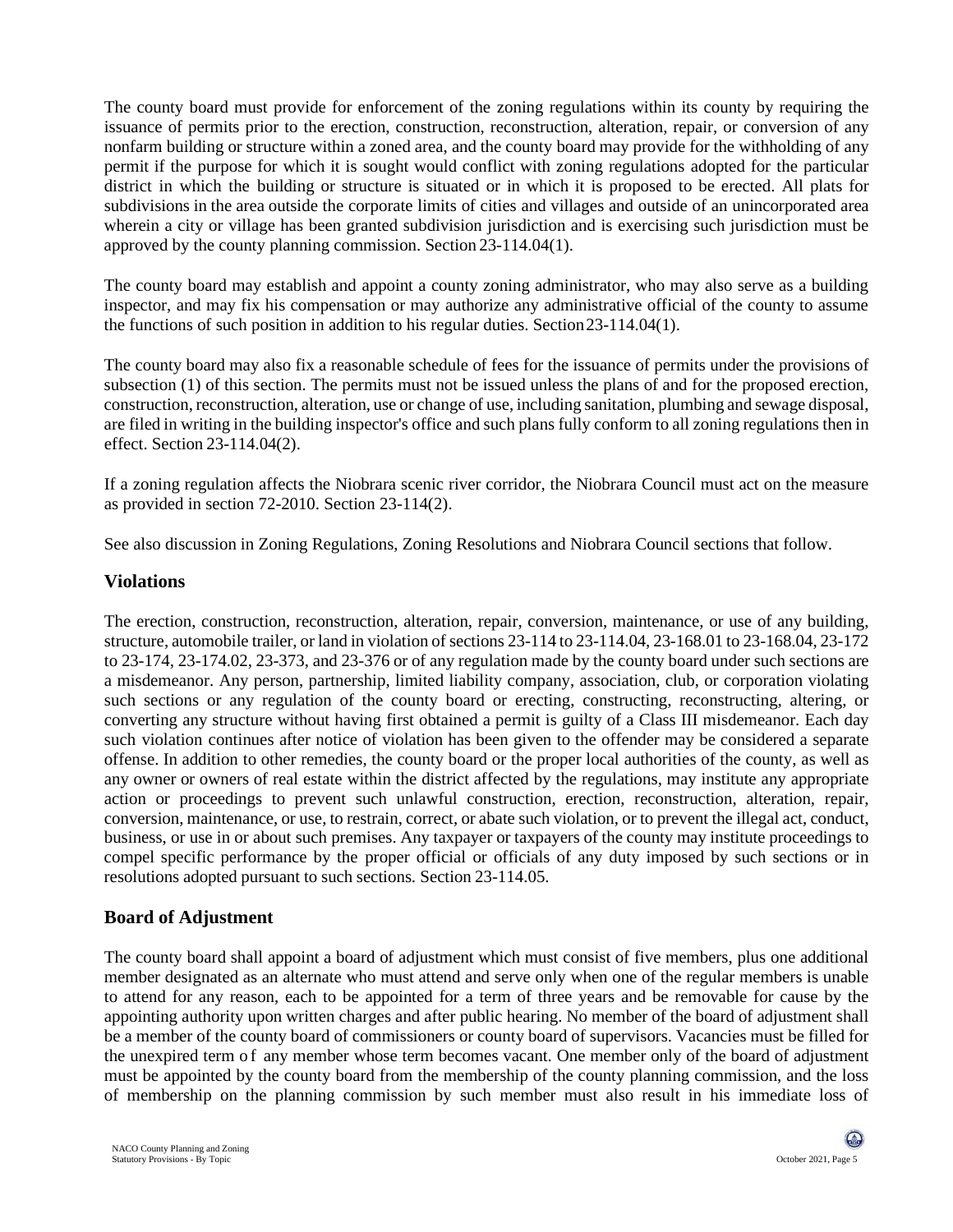The county board must provide for enforcement of the zoning regulations within its county by requiring the issuance of permits prior to the erection, construction, reconstruction, alteration, repair, or conversion of any nonfarm building or structure within a zoned area, and the county board may provide for the withholding of any permit if the purpose for which it is sought would conflict with zoning regulations adopted for the particular district in which the building or structure is situated or in which it is proposed to be erected. All plats for subdivisions in the area outside the corporate limits of cities and villages and outside of an unincorporated area wherein a city or village has been granted subdivision jurisdiction and is exercising such jurisdiction must be approved by the county planning commission. Section 23-114.04(1).

The county board may establish and appoint a county zoning administrator, who may also serve as a building inspector, and may fix his compensation or may authorize any administrative official of the county to assume the functions of such position in addition to his regular duties. Section 23-114.04(1).

The county board may also fix a reasonable schedule of fees for the issuance of permits under the provisions of subsection (1) of this section. The permits must not be issued unless the plans of and for the proposed erection, construction, reconstruction, alteration, use or change of use, including sanitation, plumbing and sewage disposal, are filed in writing in the building inspector's office and such plans fully conform to all zoning regulations then in effect. Section 23-114.04(2).

If a zoning regulation affects the Niobrara scenic river corridor, the Niobrara Council must act on the measure as provided in section 72-2010. Section 23-114(2).

See also discussion in Zoning Regulations, Zoning Resolutions and Niobrara Council sections that follow.

## Violations

The erection, construction, reconstruction, alteration, repair, conversion, maintenance, or use of any building, structure, automobile trailer, or land in violation of sections 23-114 to 23-114.04, 23-168.01 to 23-168.04, 23-172 to 23-174, 23-174.02, 23-373, and 23-376 or of any regulation made by the county board under such sections are a misdemeanor. Any person, partnership, limited liability company, association, club, or corporation violating such sections or any regulation of the county board or erecting, constructing, reconstructing, altering, or converting any structure without having first obtained a permit is guilty of a Class III misdemeanor. Each day such violation continues after notice of violation has been given to the offender may be considered a separate offense. In addition to other remedies, the county board or the proper local authorities of the county, as well as any owner or owners of real estate within the district affected by the regulations, may institute any appropriate action or proceedings to prevent such unlawful construction, erection, reconstruction, alteration, repair, conversion, maintenance, or use, to restrain, correct, or abate such violation, or to prevent the illegal act, conduct, business, or use in or about such premises. Any taxpayer or taxpayers of the county may institute proceedings to compel specific performance by the proper official or officials of any duty imposed by such sections or in resolutions adopted pursuant to such sections. Section 23-114.05.

## Board of Adjustment

The county board shall appoint a board of adjustment which must consist of five members, plus one additional member designated as an alternate who must attend and serve only when one of the regular members is unable to attend for any reason, each to be appointed for a term of three years and be removable for cause by the appointing authority upon written charges and after public hearing. No member of the board of adjustment shall be a member of the county board of commissioners or county board of supervisors. Vacancies must be filled for the unexpired term of any member whose term becomes vacant. One member only of the board of adjustment must be appointed by the county board from the membership of the county planning commission, and the loss of membership on the planning commission by such member must also result in his immediate loss of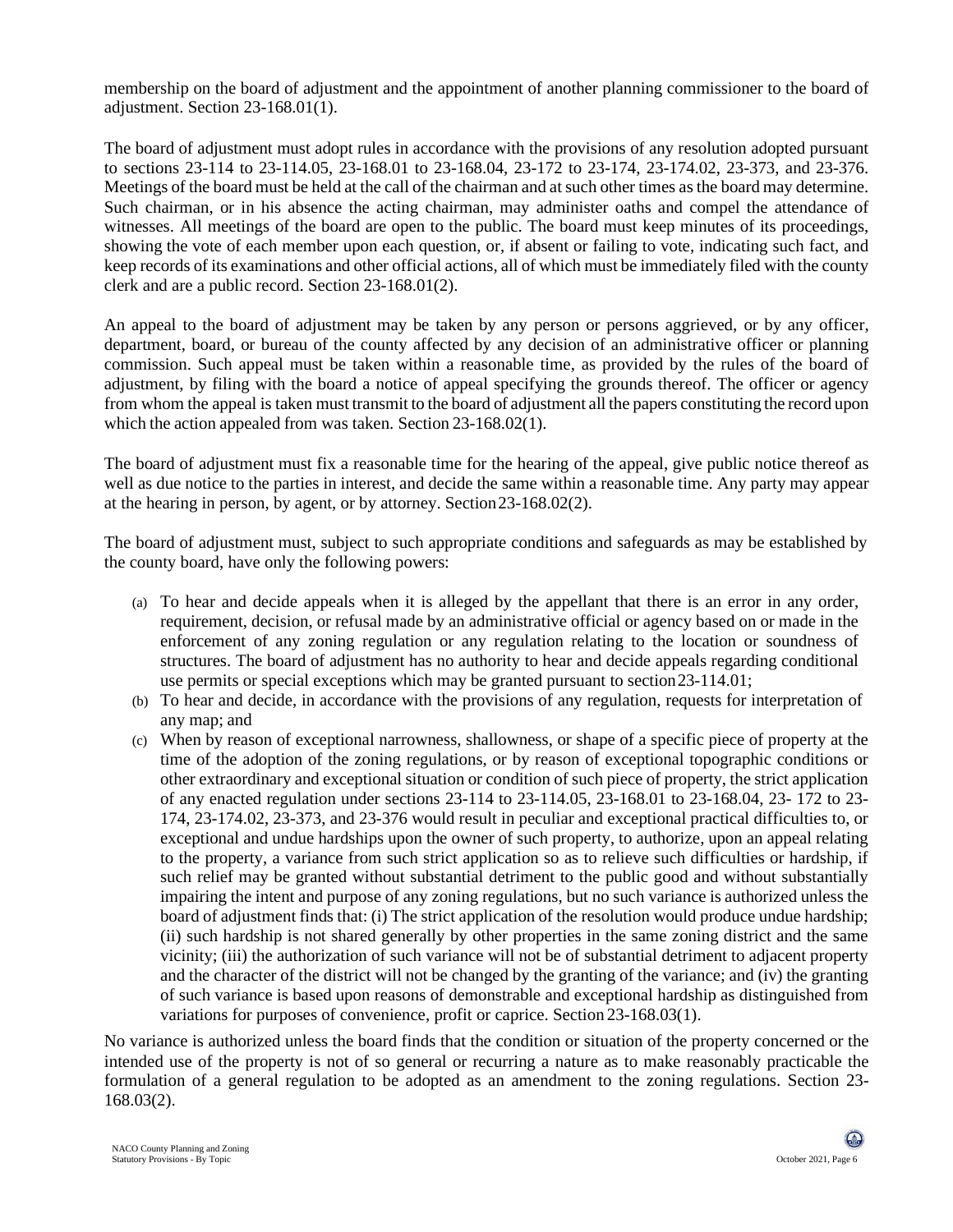membership on the board of adjustment and the appointment of another planning commissioner to the board of adjustment. Section 23-168.01(1).

The board of adjustment must adopt rules in accordance with the provisions of any resolution adopted pursuant to sections 23-114 to 23-114.05, 23-168.01 to 23-168.04, 23-172 to 23-174, 23-174.02, 23-373, and 23-376. Meetings of the board must be held at the call of the chairman and at such other times as the board may determine. Such chairman, or in his absence the acting chairman, may administer oaths and compel the attendance of witnesses. All meetings of the board are open to the public. The board must keep minutes of its proceedings, showing the vote of each member upon each question, or, if absent or failing to vote, indicating such fact, and keep records of its examinations and other official actions, all of which must be immediately filed with the county clerk and are a public record. Section 23-168.01(2).

An appeal to the board of adjustment may be taken by any person or persons aggrieved, or by any officer, department, board, or bureau of the county affected by any decision of an administrative officer or planning commission. Such appeal must be taken within a reasonable time, as provided by the rules of the board of adjustment, by filing with the board a notice of appeal specifying the grounds thereof. The officer or agency from whom the appeal is taken must transmit to the board of adjustment all the papers constituting the record upon which the action appealed from was taken. Section 23-168.02(1).

The board of adjustment must fix a reasonable time for the hearing of the appeal, give public notice thereof as well as due notice to the parties in interest, and decide the same within a reasonable time. Any party may appear at the hearing in person, by agent, or by attorney. Section 23-168.02(2).

The board of adjustment must, subject to such appropriate conditions and safeguards as may be established by the county board, have only the following powers:

(a) To hear and decide appeals when it is alleged by the appellant that there is an error in any order, requirement, decision, or refusal made by an administrative official or agency based on or made in the enforcement of any zoning regulation or any regulation relating to the location or soundness of structures. The board of adjustment has no authority to hear and decide appeals regarding conditional use permits or special exceptions which may be granted pursuant to section 23-114.01;

(b) To hear and decide, in accordance with the provisions of any regulation, requests for interpretation of any map; and

(c) When by reason of exceptional narrowness, shallowness, or shape of a specific piece of property at the time of the adoption of the zoning regulations, or by reason of exceptional topographic conditions or other extraordinary and exceptional situation or condition of such piece of property, the strict application of any enacted regulation under sections 23-114 to 23-114.05, 23-168.01 to 23-168.04, 23- 172 to 23-174, 23-174.02, 23-373, and 23-376 would result in peculiar and exceptional practical difficulties to, or exceptional and undue hardships upon the owner of such property, to authorize, upon an appeal relating to the property, a variance from such strict application so as to relieve such difficulties or hardship, if such relief may be granted without substantial detriment to the public good and without substantially impairing the intent and purpose of any zoning regulations, but no such variance is authorized unless the board of adjustment finds that: (i) The strict application of the resolution would produce undue hardship; (ii) such hardship is not shared generally by other properties in the same zoning district and the same vicinity; (iii) the authorization of such variance will not be of substantial detriment to adjacent property and the character of the district will not be changed by the granting of the variance; and (iv) the granting of such variance is based upon reasons of demonstrable and exceptional hardship as distinguished from variations for purposes of convenience, profit or caprice. Section 23-168.03(1).

No variance is authorized unless the board finds that the condition or situation of the property concerned or the intended use of the property is not of so general or recurring a nature as to make reasonably practicable the formulation of a general regulation to be adopted as an amendment to the zoning regulations. Section 23-168.03(2).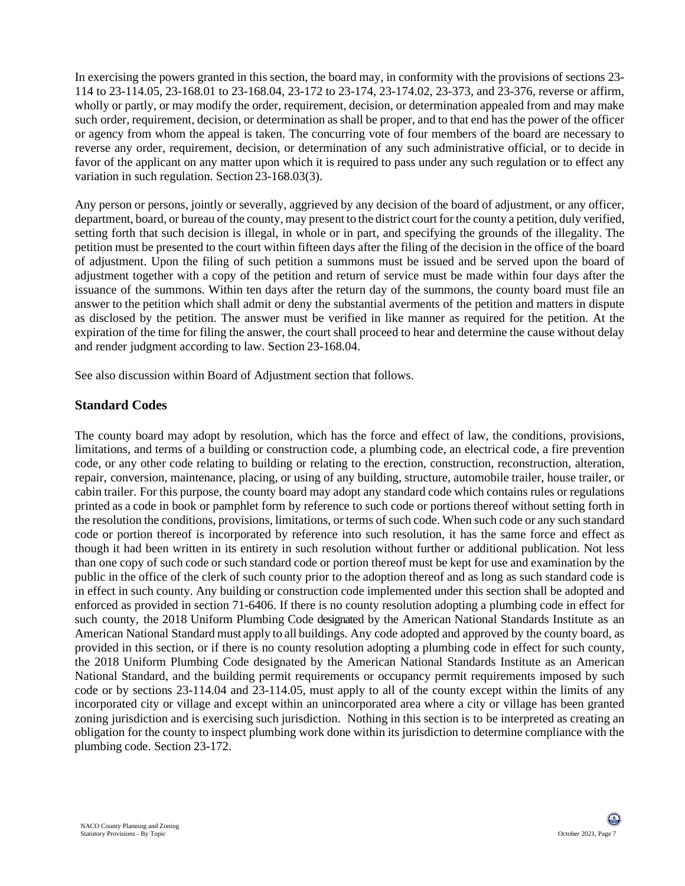In exercising the powers granted in this section, the board may, in conformity with the provisions of sections 23-114 to 23-114.05, 23-168.01 to 23-168.04, 23-172 to 23-174, 23-174.02, 23-373, and 23-376, reverse or affirm, wholly or partly, or may modify the order, requirement, decision, or determination appealed from and may make such order, requirement, decision, or determination as shall be proper, and to that end has the power of the officer or agency from whom the appeal is taken. The concurring vote of four members of the board are necessary to reverse any order, requirement, decision, or determination of any such administrative official, or to decide in favor of the applicant on any matter upon which it is required to pass under any such regulation or to effect any variation in such regulation. Section 23-168.03(3).

Any person or persons, jointly or severally, aggrieved by any decision of the board of adjustment, or any officer, department, board, or bureau of the county, may present to the district court for the county a petition, duly verified, setting forth that such decision is illegal, in whole or in part, and specifying the grounds of the illegality. The petition must be presented to the court within fifteen days after the filing of the decision in the office of the board of adjustment. Upon the filing of such petition a summons must be issued and be served upon the board of adjustment together with a copy of the petition and return of service must be made within four days after the issuance of the summons. Within ten days after the return day of the summons, the county board must file an answer to the petition which shall admit or deny the substantial averments of the petition and matters in dispute as disclosed by the petition. The answer must be verified in like manner as required for the petition. At the expiration of the time for filing the answer, the court shall proceed to hear and determine the cause without delay and render judgment according to law. Section 23-168.04.

See also discussion within Board of Adjustment section that follows.

## Standard Codes

The county board may adopt by resolution, which has the force and effect of law, the conditions, provisions, limitations, and terms of a building or construction code, a plumbing code, an electrical code, a fire prevention code, or any other code relating to building or relating to the erection, construction, reconstruction, alteration, repair, conversion, maintenance, placing, or using of any building, structure, automobile trailer, house trailer, or cabin trailer. For this purpose, the county board may adopt any standard code which contains rules or regulations printed as a code in book or pamphlet form by reference to such code or portions thereof without setting forth in the resolution the conditions, provisions, limitations, or terms of such code. When such code or any such standard code or portion thereof is incorporated by reference into such resolution, it has the same force and effect as though it had been written in its entirety in such resolution without further or additional publication. Not less than one copy of such code or such standard code or portion thereof must be kept for use and examination by the public in the office of the clerk of such county prior to the adoption thereof and as long as such standard code is in effect in such county. Any building or construction code implemented under this section shall be adopted and enforced as provided in section 71-6406. If there is no county resolution adopting a plumbing code in effect for such county, the 2018 Uniform Plumbing Code designated by the American National Standards Institute as an American National Standard must apply to all buildings. Any code adopted and approved by the county board, as provided in this section, or if there is no county resolution adopting a plumbing code in effect for such county, the 2018 Uniform Plumbing Code designated by the American National Standards Institute as an American National Standard, and the building permit requirements or occupancy permit requirements imposed by such code or by sections 23-114.04 and 23-114.05, must apply to all of the county except within the limits of any incorporated city or village and except within an unincorporated area where a city or village has been granted zoning jurisdiction and is exercising such jurisdiction. Nothing in this section is to be interpreted as creating an obligation for the county to inspect plumbing work done within its jurisdiction to determine compliance with the plumbing code. Section 23-172.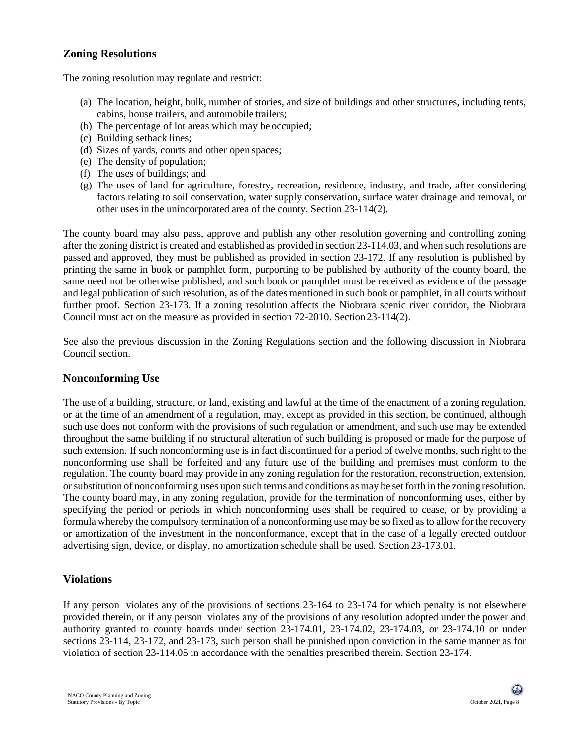## Zoning Resolutions

The zoning resolution may regulate and restrict:

(a) The location, height, bulk, number of stories, and size of buildings and other structures, including tents, cabins, house trailers, and automobile trailers;
(b) The percentage of lot areas which may be occupied;
(c) Building setback lines;
(d) Sizes of yards, courts and other open spaces;
(e) The density of population;
(f) The uses of buildings; and
(g) The uses of land for agriculture, forestry, recreation, residence, industry, and trade, after considering factors relating to soil conservation, water supply conservation, surface water drainage and removal, or other uses in the unincorporated area of the county. Section 23-114(2).

The county board may also pass, approve and publish any other resolution governing and controlling zoning after the zoning district is created and established as provided in section 23-114.03, and when such resolutions are passed and approved, they must be published as provided in section 23-172. If any resolution is published by printing the same in book or pamphlet form, purporting to be published by authority of the county board, the same need not be otherwise published, and such book or pamphlet must be received as evidence of the passage and legal publication of such resolution, as of the dates mentioned in such book or pamphlet, in all courts without further proof. Section 23-173. If a zoning resolution affects the Niobrara scenic river corridor, the Niobrara Council must act on the measure as provided in section 72-2010. Section 23-114(2).

See also the previous discussion in the Zoning Regulations section and the following discussion in Niobrara Council section.

## Nonconforming Use

The use of a building, structure, or land, existing and lawful at the time of the enactment of a zoning regulation, or at the time of an amendment of a regulation, may, except as provided in this section, be continued, although such use does not conform with the provisions of such regulation or amendment, and such use may be extended throughout the same building if no structural alteration of such building is proposed or made for the purpose of such extension. If such nonconforming use is in fact discontinued for a period of twelve months, such right to the nonconforming use shall be forfeited and any future use of the building and premises must conform to the regulation. The county board may provide in any zoning regulation for the restoration, reconstruction, extension, or substitution of nonconforming uses upon such terms and conditions as may be set forth in the zoning resolution. The county board may, in any zoning regulation, provide for the termination of nonconforming uses, either by specifying the period or periods in which nonconforming uses shall be required to cease, or by providing a formula whereby the compulsory termination of a nonconforming use may be so fixed as to allow for the recovery or amortization of the investment in the nonconformance, except that in the case of a legally erected outdoor advertising sign, device, or display, no amortization schedule shall be used. Section 23-173.01.

## Violations

If any person violates any of the provisions of sections 23-164 to 23-174 for which penalty is not elsewhere provided therein, or if any person violates any of the provisions of any resolution adopted under the power and authority granted to county boards under section 23-174.01, 23-174.02, 23-174.03, or 23-174.10 or under sections 23-114, 23-172, and 23-173, such person shall be punished upon conviction in the same manner as for violation of section 23-114.05 in accordance with the penalties prescribed therein. Section 23-174.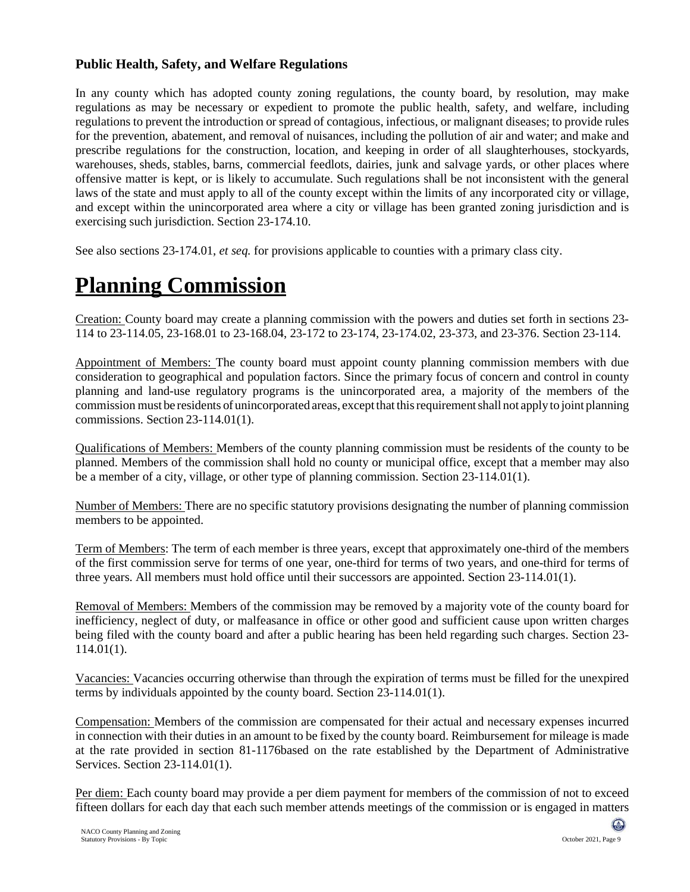**Public Health, Safety, and Welfare Regulations**

In any county which has adopted county zoning regulations, the county board, by resolution, may make regulations as may be necessary or expedient to promote the public health, safety, and welfare, including regulations to prevent the introduction or spread of contagious, infectious, or malignant diseases; to provide rules for the prevention, abatement, and removal of nuisances, including the pollution of air and water; and make and prescribe regulations for the construction, location, and keeping in order of all slaughterhouses, stockyards, warehouses, sheds, stables, barns, commercial feedlots, dairies, junk and salvage yards, or other places where offensive matter is kept, or is likely to accumulate. Such regulations shall be not inconsistent with the general laws of the state and must apply to all of the county except within the limits of any incorporated city or village, and except within the unincorporated area where a city or village has been granted zoning jurisdiction and is exercising such jurisdiction. Section 23-174.10.

See also sections 23-174.01, *et seq.* for provisions applicable to counties with a primary class city.

# Planning Commission

Creation: County board may create a planning commission with the powers and duties set forth in sections 23-114 to 23-114.05, 23-168.01 to 23-168.04, 23-172 to 23-174, 23-174.02, 23-373, and 23-376. Section 23-114.

Appointment of Members: The county board must appoint county planning commission members with due consideration to geographical and population factors. Since the primary focus of concern and control in county planning and land-use regulatory programs is the unincorporated area, a majority of the members of the commission must be residents of unincorporated areas, except that this requirement shall not apply to joint planning commissions. Section 23-114.01(1).

Qualifications of Members: Members of the county planning commission must be residents of the county to be planned. Members of the commission shall hold no county or municipal office, except that a member may also be a member of a city, village, or other type of planning commission. Section 23-114.01(1).

Number of Members: There are no specific statutory provisions designating the number of planning commission members to be appointed.

Term of Members: The term of each member is three years, except that approximately one-third of the members of the first commission serve for terms of one year, one-third for terms of two years, and one-third for terms of three years. All members must hold office until their successors are appointed. Section 23-114.01(1).

Removal of Members: Members of the commission may be removed by a majority vote of the county board for inefficiency, neglect of duty, or malfeasance in office or other good and sufficient cause upon written charges being filed with the county board and after a public hearing has been held regarding such charges. Section 23-114.01(1).

Vacancies: Vacancies occurring otherwise than through the expiration of terms must be filled for the unexpired terms by individuals appointed by the county board. Section 23-114.01(1).

Compensation: Members of the commission are compensated for their actual and necessary expenses incurred in connection with their duties in an amount to be fixed by the county board. Reimbursement for mileage is made at the rate provided in section 81-1176based on the rate established by the Department of Administrative Services. Section 23-114.01(1).

Per diem: Each county board may provide a per diem payment for members of the commission of not to exceed fifteen dollars for each day that each such member attends meetings of the commission or is engaged in matters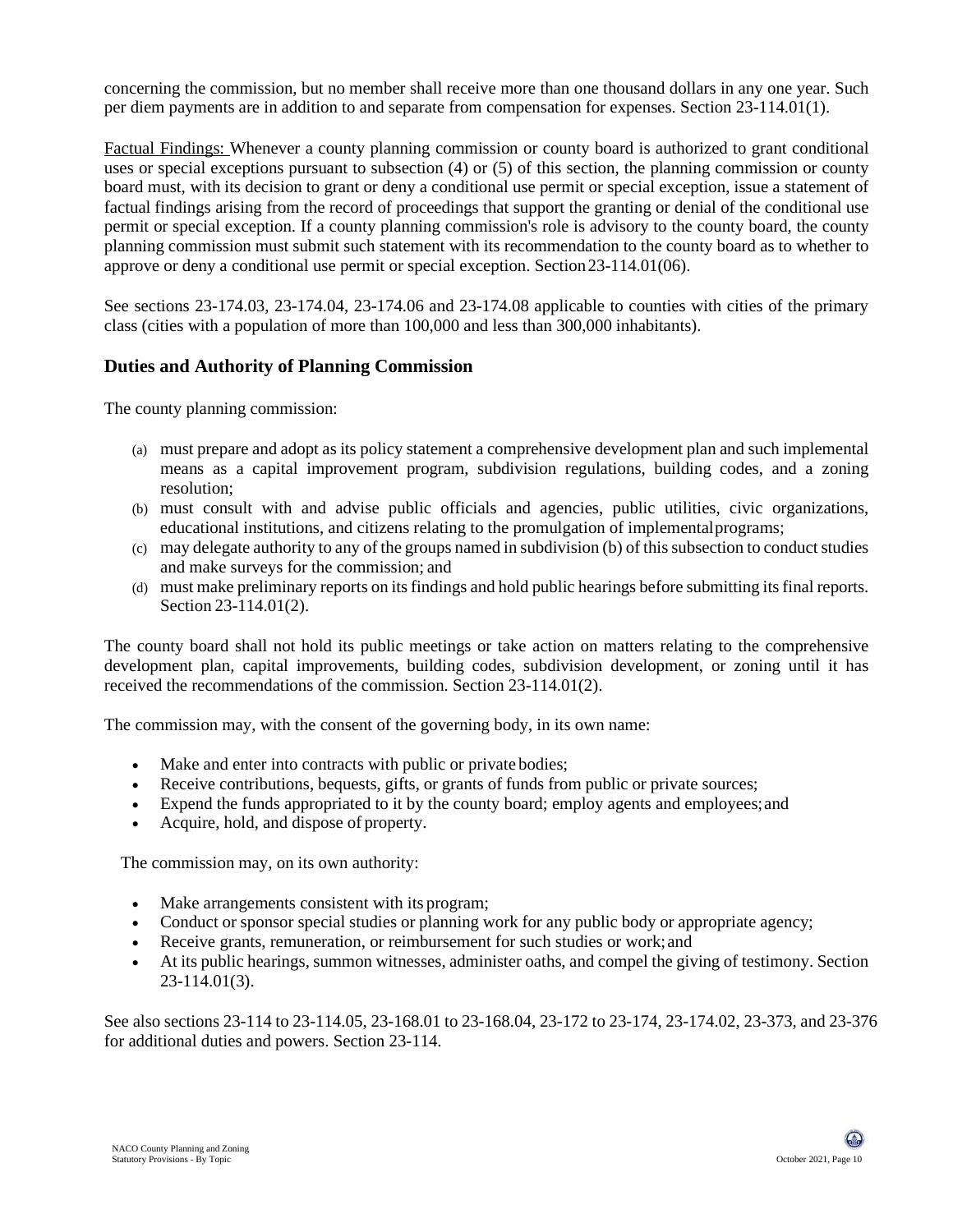concerning the commission, but no member shall receive more than one thousand dollars in any one year. Such per diem payments are in addition to and separate from compensation for expenses. Section 23-114.01(1).

<u>Factual Findings:</u> Whenever a county planning commission or county board is authorized to grant conditional uses or special exceptions pursuant to subsection (4) or (5) of this section, the planning commission or county board must, with its decision to grant or deny a conditional use permit or special exception, issue a statement of factual findings arising from the record of proceedings that support the granting or denial of the conditional use permit or special exception. If a county planning commission's role is advisory to the county board, the county planning commission must submit such statement with its recommendation to the county board as to whether to approve or deny a conditional use permit or special exception. Section 23-114.01(06).

See sections 23-174.03, 23-174.04, 23-174.06 and 23-174.08 applicable to counties with cities of the primary class (cities with a population of more than 100,000 and less than 300,000 inhabitants).

## Duties and Authority of Planning Commission

The county planning commission:

(a) must prepare and adopt as its policy statement a comprehensive development plan and such implemental means as a capital improvement program, subdivision regulations, building codes, and a zoning resolution;
(b) must consult with and advise public officials and agencies, public utilities, civic organizations, educational institutions, and citizens relating to the promulgation of implemental programs;
(c) may delegate authority to any of the groups named in subdivision (b) of this subsection to conduct studies and make surveys for the commission; and
(d) must make preliminary reports on its findings and hold public hearings before submitting its final reports. Section 23-114.01(2).

The county board shall not hold its public meetings or take action on matters relating to the comprehensive development plan, capital improvements, building codes, subdivision development, or zoning until it has received the recommendations of the commission. Section 23-114.01(2).

The commission may, with the consent of the governing body, in its own name:

- Make and enter into contracts with public or private bodies;
- Receive contributions, bequests, gifts, or grants of funds from public or private sources;
- Expend the funds appropriated to it by the county board; employ agents and employees; and
- Acquire, hold, and dispose of property.

The commission may, on its own authority:

- Make arrangements consistent with its program;
- Conduct or sponsor special studies or planning work for any public body or appropriate agency;
- Receive grants, remuneration, or reimbursement for such studies or work; and
- At its public hearings, summon witnesses, administer oaths, and compel the giving of testimony. Section 23-114.01(3).

See also sections 23-114 to 23-114.05, 23-168.01 to 23-168.04, 23-172 to 23-174, 23-174.02, 23-373, and 23-376 for additional duties and powers. Section 23-114.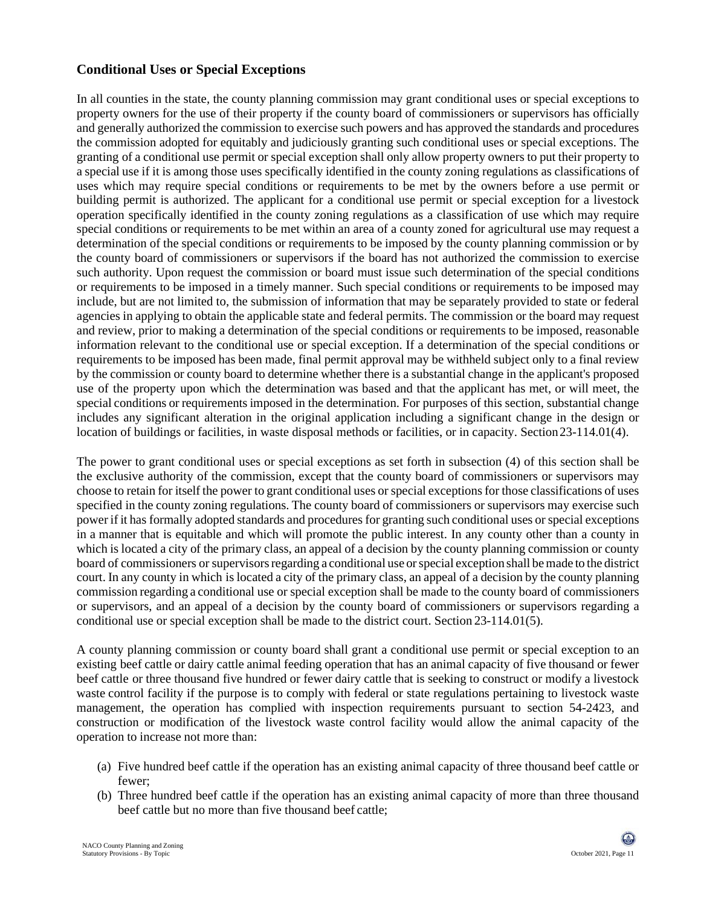## Conditional Uses or Special Exceptions

In all counties in the state, the county planning commission may grant conditional uses or special exceptions to property owners for the use of their property if the county board of commissioners or supervisors has officially and generally authorized the commission to exercise such powers and has approved the standards and procedures the commission adopted for equitably and judiciously granting such conditional uses or special exceptions. The granting of a conditional use permit or special exception shall only allow property owners to put their property to a special use if it is among those uses specifically identified in the county zoning regulations as classifications of uses which may require special conditions or requirements to be met by the owners before a use permit or building permit is authorized. The applicant for a conditional use permit or special exception for a livestock operation specifically identified in the county zoning regulations as a classification of use which may require special conditions or requirements to be met within an area of a county zoned for agricultural use may request a determination of the special conditions or requirements to be imposed by the county planning commission or by the county board of commissioners or supervisors if the board has not authorized the commission to exercise such authority. Upon request the commission or board must issue such determination of the special conditions or requirements to be imposed in a timely manner. Such special conditions or requirements to be imposed may include, but are not limited to, the submission of information that may be separately provided to state or federal agencies in applying to obtain the applicable state and federal permits. The commission or the board may request and review, prior to making a determination of the special conditions or requirements to be imposed, reasonable information relevant to the conditional use or special exception. If a determination of the special conditions or requirements to be imposed has been made, final permit approval may be withheld subject only to a final review by the commission or county board to determine whether there is a substantial change in the applicant's proposed use of the property upon which the determination was based and that the applicant has met, or will meet, the special conditions or requirements imposed in the determination. For purposes of this section, substantial change includes any significant alteration in the original application including a significant change in the design or location of buildings or facilities, in waste disposal methods or facilities, or in capacity. Section 23-114.01(4).

The power to grant conditional uses or special exceptions as set forth in subsection (4) of this section shall be the exclusive authority of the commission, except that the county board of commissioners or supervisors may choose to retain for itself the power to grant conditional uses or special exceptions for those classifications of uses specified in the county zoning regulations. The county board of commissioners or supervisors may exercise such power if it has formally adopted standards and procedures for granting such conditional uses or special exceptions in a manner that is equitable and which will promote the public interest. In any county other than a county in which is located a city of the primary class, an appeal of a decision by the county planning commission or county board of commissioners or supervisors regarding a conditional use or special exception shall be made to the district court. In any county in which is located a city of the primary class, an appeal of a decision by the county planning commission regarding a conditional use or special exception shall be made to the county board of commissioners or supervisors, and an appeal of a decision by the county board of commissioners or supervisors regarding a conditional use or special exception shall be made to the district court. Section 23-114.01(5).

A county planning commission or county board shall grant a conditional use permit or special exception to an existing beef cattle or dairy cattle animal feeding operation that has an animal capacity of five thousand or fewer beef cattle or three thousand five hundred or fewer dairy cattle that is seeking to construct or modify a livestock waste control facility if the purpose is to comply with federal or state regulations pertaining to livestock waste management, the operation has complied with inspection requirements pursuant to section 54-2423, and construction or modification of the livestock waste control facility would allow the animal capacity of the operation to increase not more than:

(a) Five hundred beef cattle if the operation has an existing animal capacity of three thousand beef cattle or fewer;
(b) Three hundred beef cattle if the operation has an existing animal capacity of more than three thousand beef cattle but no more than five thousand beef cattle;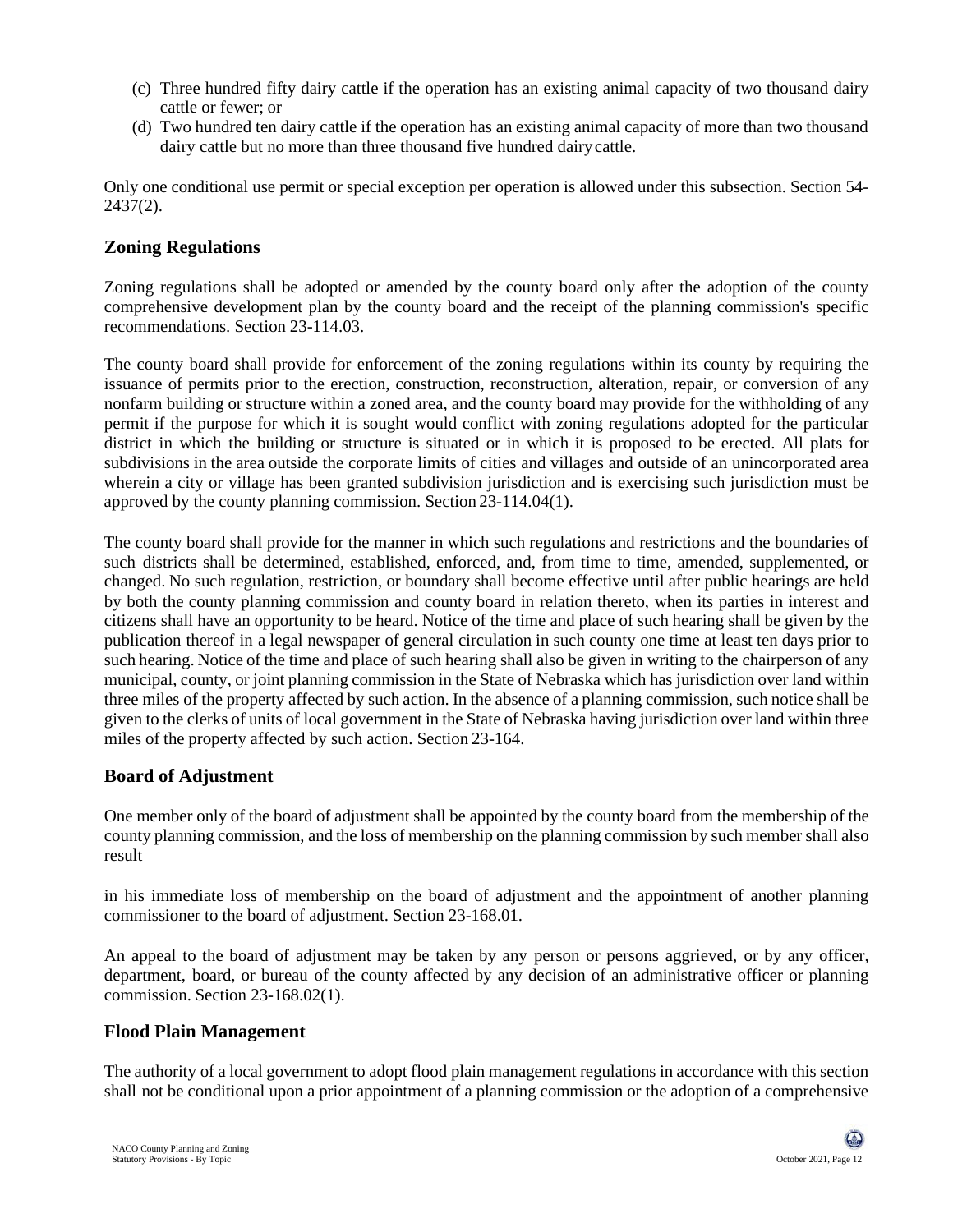(c) Three hundred fifty dairy cattle if the operation has an existing animal capacity of two thousand dairy cattle or fewer; or
(d) Two hundred ten dairy cattle if the operation has an existing animal capacity of more than two thousand dairy cattle but no more than three thousand five hundred dairy cattle.

Only one conditional use permit or special exception per operation is allowed under this subsection. Section 54-2437(2).

## Zoning Regulations

Zoning regulations shall be adopted or amended by the county board only after the adoption of the county comprehensive development plan by the county board and the receipt of the planning commission's specific recommendations. Section 23-114.03.

The county board shall provide for enforcement of the zoning regulations within its county by requiring the issuance of permits prior to the erection, construction, reconstruction, alteration, repair, or conversion of any nonfarm building or structure within a zoned area, and the county board may provide for the withholding of any permit if the purpose for which it is sought would conflict with zoning regulations adopted for the particular district in which the building or structure is situated or in which it is proposed to be erected. All plats for subdivisions in the area outside the corporate limits of cities and villages and outside of an unincorporated area wherein a city or village has been granted subdivision jurisdiction and is exercising such jurisdiction must be approved by the county planning commission. Section 23-114.04(1).

The county board shall provide for the manner in which such regulations and restrictions and the boundaries of such districts shall be determined, established, enforced, and, from time to time, amended, supplemented, or changed. No such regulation, restriction, or boundary shall become effective until after public hearings are held by both the county planning commission and county board in relation thereto, when its parties in interest and citizens shall have an opportunity to be heard. Notice of the time and place of such hearing shall be given by the publication thereof in a legal newspaper of general circulation in such county one time at least ten days prior to such hearing. Notice of the time and place of such hearing shall also be given in writing to the chairperson of any municipal, county, or joint planning commission in the State of Nebraska which has jurisdiction over land within three miles of the property affected by such action. In the absence of a planning commission, such notice shall be given to the clerks of units of local government in the State of Nebraska having jurisdiction over land within three miles of the property affected by such action. Section 23-164.

## Board of Adjustment

One member only of the board of adjustment shall be appointed by the county board from the membership of the county planning commission, and the loss of membership on the planning commission by such member shall also result in his immediate loss of membership on the board of adjustment and the appointment of another planning commissioner to the board of adjustment. Section 23-168.01.

An appeal to the board of adjustment may be taken by any person or persons aggrieved, or by any officer, department, board, or bureau of the county affected by any decision of an administrative officer or planning commission. Section 23-168.02(1).

## Flood Plain Management

The authority of a local government to adopt flood plain management regulations in accordance with this section shall not be conditional upon a prior appointment of a planning commission or the adoption of a comprehensive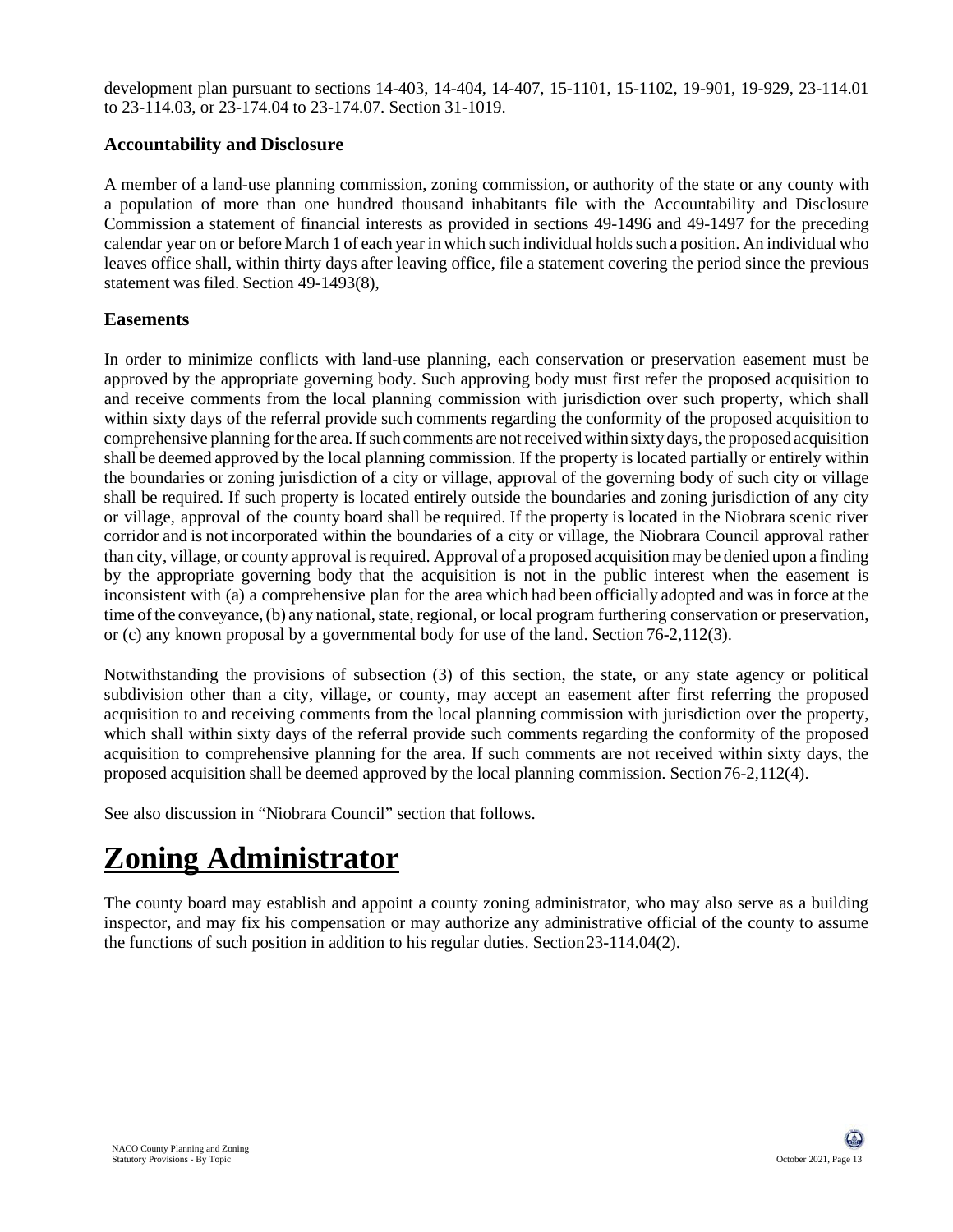development plan pursuant to sections 14-403, 14-404, 14-407, 15-1101, 15-1102, 19-901, 19-929, 23-114.01 to 23-114.03, or 23-174.04 to 23-174.07. Section 31-1019.

### Accountability and Disclosure

A member of a land-use planning commission, zoning commission, or authority of the state or any county with a population of more than one hundred thousand inhabitants file with the Accountability and Disclosure Commission a statement of financial interests as provided in sections 49-1496 and 49-1497 for the preceding calendar year on or before March 1 of each year in which such individual holds such a position. An individual who leaves office shall, within thirty days after leaving office, file a statement covering the period since the previous statement was filed. Section 49-1493(8),

### Easements

In order to minimize conflicts with land-use planning, each conservation or preservation easement must be approved by the appropriate governing body. Such approving body must first refer the proposed acquisition to and receive comments from the local planning commission with jurisdiction over such property, which shall within sixty days of the referral provide such comments regarding the conformity of the proposed acquisition to comprehensive planning for the area. If such comments are not received within sixty days, the proposed acquisition shall be deemed approved by the local planning commission. If the property is located partially or entirely within the boundaries or zoning jurisdiction of a city or village, approval of the governing body of such city or village shall be required. If such property is located entirely outside the boundaries and zoning jurisdiction of any city or village, approval of the county board shall be required. If the property is located in the Niobrara scenic river corridor and is not incorporated within the boundaries of a city or village, the Niobrara Council approval rather than city, village, or county approval is required. Approval of a proposed acquisition may be denied upon a finding by the appropriate governing body that the acquisition is not in the public interest when the easement is inconsistent with (a) a comprehensive plan for the area which had been officially adopted and was in force at the time of the conveyance, (b) any national, state, regional, or local program furthering conservation or preservation, or (c) any known proposal by a governmental body for use of the land. Section 76-2,112(3).

Notwithstanding the provisions of subsection (3) of this section, the state, or any state agency or political subdivision other than a city, village, or county, may accept an easement after first referring the proposed acquisition to and receiving comments from the local planning commission with jurisdiction over the property, which shall within sixty days of the referral provide such comments regarding the conformity of the proposed acquisition to comprehensive planning for the area. If such comments are not received within sixty days, the proposed acquisition shall be deemed approved by the local planning commission. Section 76-2,112(4).

See also discussion in "Niobrara Council" section that follows.

# Zoning Administrator

The county board may establish and appoint a county zoning administrator, who may also serve as a building inspector, and may fix his compensation or may authorize any administrative official of the county to assume the functions of such position in addition to his regular duties. Section 23-114.04(2).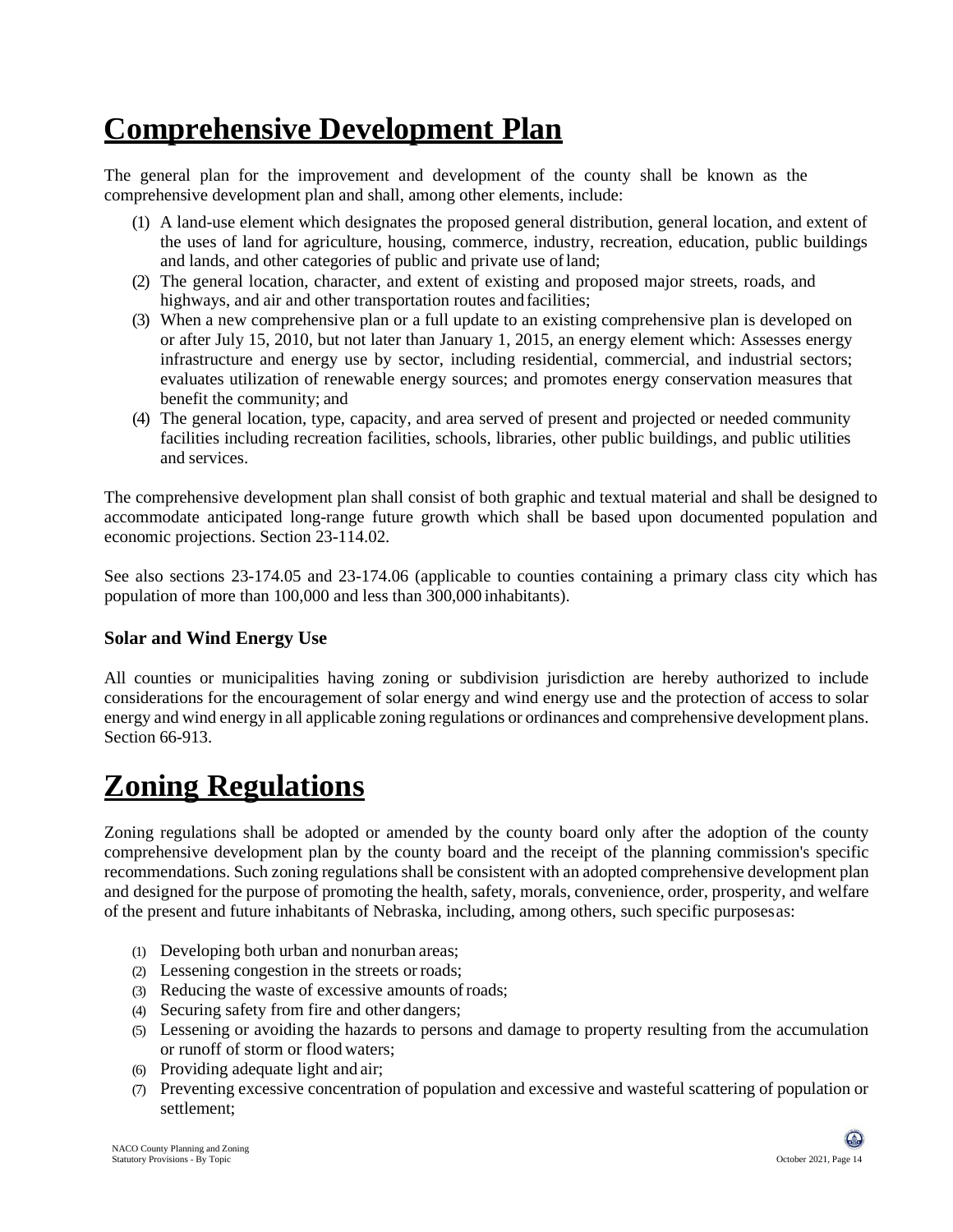# Comprehensive Development Plan

The general plan for the improvement and development of the county shall be known as the comprehensive development plan and shall, among other elements, include:

1. A land-use element which designates the proposed general distribution, general location, and extent of the uses of land for agriculture, housing, commerce, industry, recreation, education, public buildings and lands, and other categories of public and private use of land;
2. The general location, character, and extent of existing and proposed major streets, roads, and highways, and air and other transportation routes and facilities;
3. When a new comprehensive plan or a full update to an existing comprehensive plan is developed on or after July 15, 2010, but not later than January 1, 2015, an energy element which: Assesses energy infrastructure and energy use by sector, including residential, commercial, and industrial sectors; evaluates utilization of renewable energy sources; and promotes energy conservation measures that benefit the community; and
4. The general location, type, capacity, and area served of present and projected or needed community facilities including recreation facilities, schools, libraries, other public buildings, and public utilities and services.

The comprehensive development plan shall consist of both graphic and textual material and shall be designed to accommodate anticipated long-range future growth which shall be based upon documented population and economic projections. Section 23-114.02.

See also sections 23-174.05 and 23-174.06 (applicable to counties containing a primary class city which has population of more than 100,000 and less than 300,000 inhabitants).

### Solar and Wind Energy Use

All counties or municipalities having zoning or subdivision jurisdiction are hereby authorized to include considerations for the encouragement of solar energy and wind energy use and the protection of access to solar energy and wind energy in all applicable zoning regulations or ordinances and comprehensive development plans. Section 66-913.

# Zoning Regulations

Zoning regulations shall be adopted or amended by the county board only after the adoption of the county comprehensive development plan by the county board and the receipt of the planning commission's specific recommendations. Such zoning regulations shall be consistent with an adopted comprehensive development plan and designed for the purpose of promoting the health, safety, morals, convenience, order, prosperity, and welfare of the present and future inhabitants of Nebraska, including, among others, such specific purposes as:

1. Developing both urban and nonurban areas;
2. Lessening congestion in the streets or roads;
3. Reducing the waste of excessive amounts of roads;
4. Securing safety from fire and other dangers;
5. Lessening or avoiding the hazards to persons and damage to property resulting from the accumulation or runoff of storm or flood waters;
6. Providing adequate light and air;
7. Preventing excessive concentration of population and excessive and wasteful scattering of population or settlement;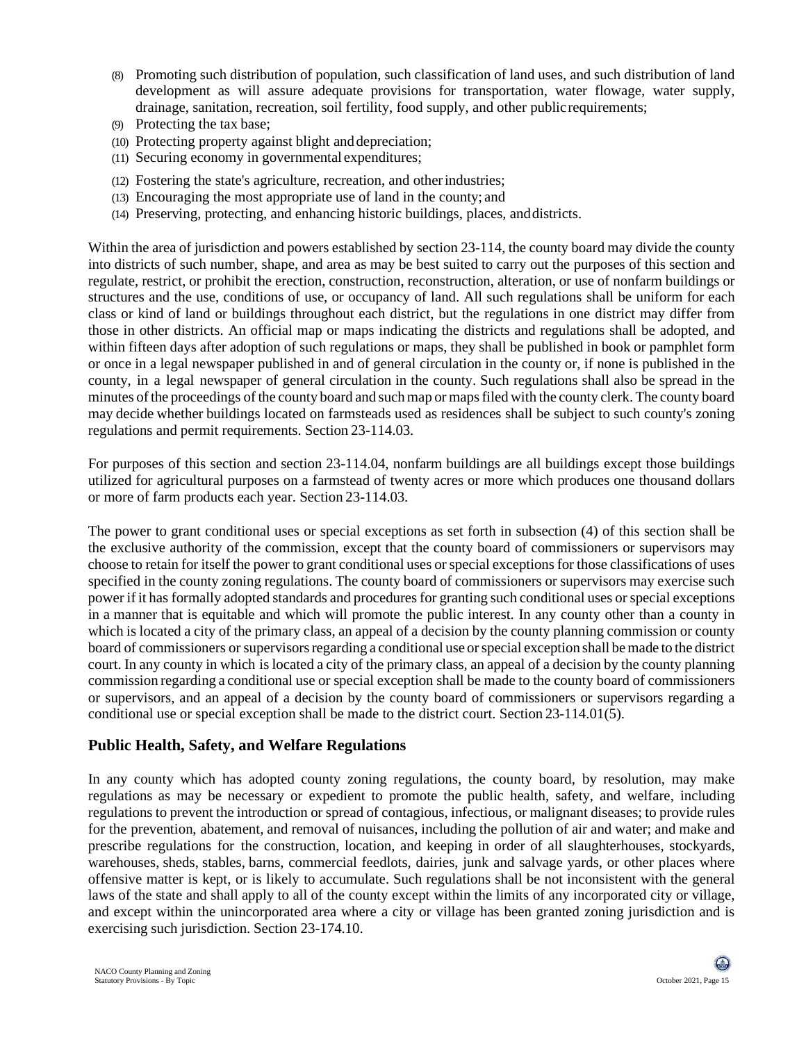(8) Promoting such distribution of population, such classification of land uses, and such distribution of land development as will assure adequate provisions for transportation, water flowage, water supply, drainage, sanitation, recreation, soil fertility, food supply, and other public requirements;
(9) Protecting the tax base;
(10) Protecting property against blight and depreciation;
(11) Securing economy in governmental expenditures;
(12) Fostering the state's agriculture, recreation, and other industries;
(13) Encouraging the most appropriate use of land in the county; and
(14) Preserving, protecting, and enhancing historic buildings, places, and districts.

Within the area of jurisdiction and powers established by section 23-114, the county board may divide the county into districts of such number, shape, and area as may be best suited to carry out the purposes of this section and regulate, restrict, or prohibit the erection, construction, reconstruction, alteration, or use of nonfarm buildings or structures and the use, conditions of use, or occupancy of land. All such regulations shall be uniform for each class or kind of land or buildings throughout each district, but the regulations in one district may differ from those in other districts. An official map or maps indicating the districts and regulations shall be adopted, and within fifteen days after adoption of such regulations or maps, they shall be published in book or pamphlet form or once in a legal newspaper published in and of general circulation in the county or, if none is published in the county, in a legal newspaper of general circulation in the county. Such regulations shall also be spread in the minutes of the proceedings of the county board and such map or maps filed with the county clerk. The county board may decide whether buildings located on farmsteads used as residences shall be subject to such county's zoning regulations and permit requirements. Section 23-114.03.

For purposes of this section and section 23-114.04, nonfarm buildings are all buildings except those buildings utilized for agricultural purposes on a farmstead of twenty acres or more which produces one thousand dollars or more of farm products each year. Section 23-114.03.

The power to grant conditional uses or special exceptions as set forth in subsection (4) of this section shall be the exclusive authority of the commission, except that the county board of commissioners or supervisors may choose to retain for itself the power to grant conditional uses or special exceptions for those classifications of uses specified in the county zoning regulations. The county board of commissioners or supervisors may exercise such power if it has formally adopted standards and procedures for granting such conditional uses or special exceptions in a manner that is equitable and which will promote the public interest. In any county other than a county in which is located a city of the primary class, an appeal of a decision by the county planning commission or county board of commissioners or supervisors regarding a conditional use or special exception shall be made to the district court. In any county in which is located a city of the primary class, an appeal of a decision by the county planning commission regarding a conditional use or special exception shall be made to the county board of commissioners or supervisors, and an appeal of a decision by the county board of commissioners or supervisors regarding a conditional use or special exception shall be made to the district court. Section 23-114.01(5).

## Public Health, Safety, and Welfare Regulations

In any county which has adopted county zoning regulations, the county board, by resolution, may make regulations as may be necessary or expedient to promote the public health, safety, and welfare, including regulations to prevent the introduction or spread of contagious, infectious, or malignant diseases; to provide rules for the prevention, abatement, and removal of nuisances, including the pollution of air and water; and make and prescribe regulations for the construction, location, and keeping in order of all slaughterhouses, stockyards, warehouses, sheds, stables, barns, commercial feedlots, dairies, junk and salvage yards, or other places where offensive matter is kept, or is likely to accumulate. Such regulations shall be not inconsistent with the general laws of the state and shall apply to all of the county except within the limits of any incorporated city or village, and except within the unincorporated area where a city or village has been granted zoning jurisdiction and is exercising such jurisdiction. Section 23-174.10.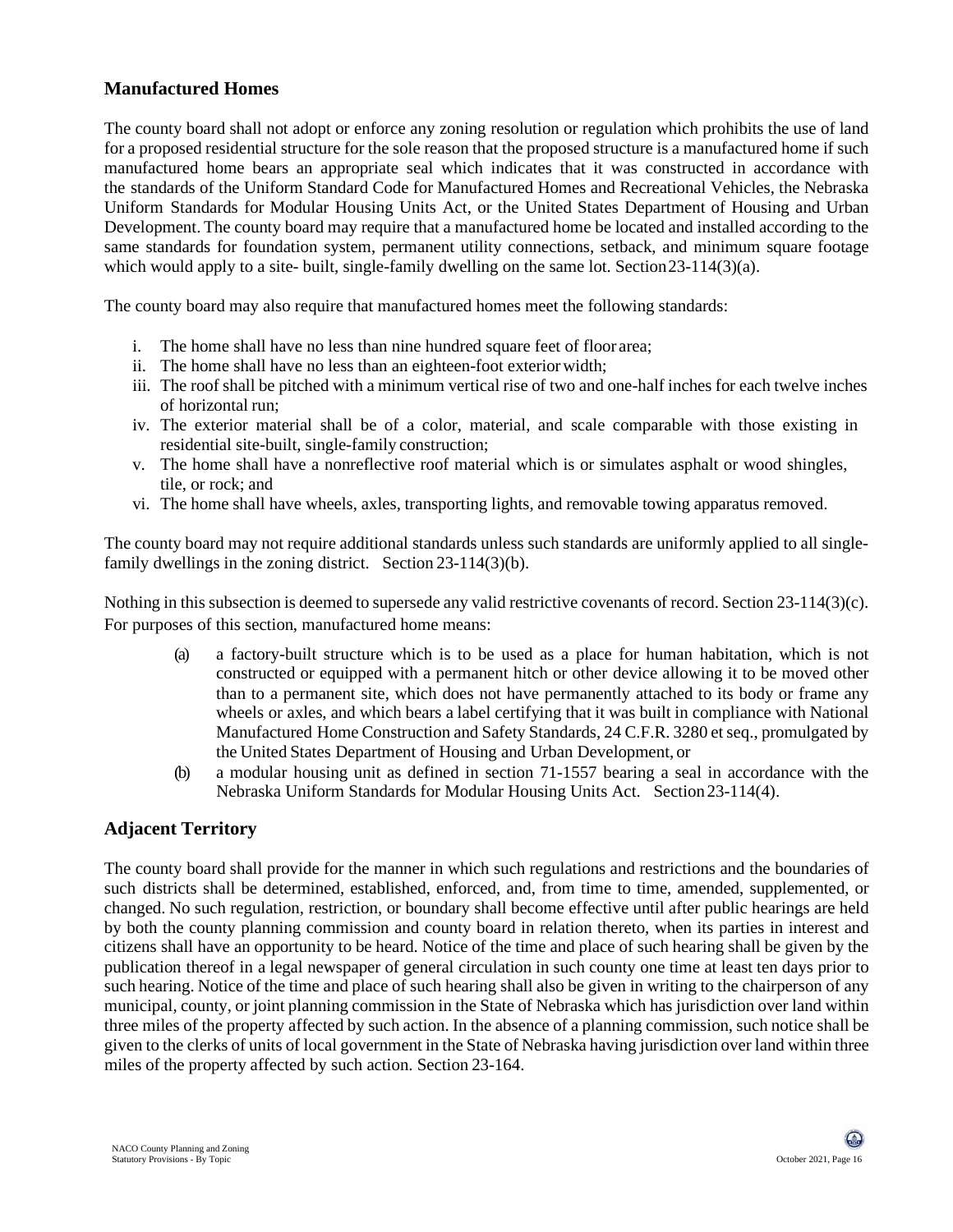## Manufactured Homes

The county board shall not adopt or enforce any zoning resolution or regulation which prohibits the use of land for a proposed residential structure for the sole reason that the proposed structure is a manufactured home if such manufactured home bears an appropriate seal which indicates that it was constructed in accordance with the standards of the Uniform Standard Code for Manufactured Homes and Recreational Vehicles, the Nebraska Uniform Standards for Modular Housing Units Act, or the United States Department of Housing and Urban Development. The county board may require that a manufactured home be located and installed according to the same standards for foundation system, permanent utility connections, setback, and minimum square footage which would apply to a site- built, single-family dwelling on the same lot. Section 23-114(3)(a).

The county board may also require that manufactured homes meet the following standards:

i. The home shall have no less than nine hundred square feet of floor area;
ii. The home shall have no less than an eighteen-foot exterior width;
iii. The roof shall be pitched with a minimum vertical rise of two and one-half inches for each twelve inches of horizontal run;
iv. The exterior material shall be of a color, material, and scale comparable with those existing in residential site-built, single-family construction;
v. The home shall have a nonreflective roof material which is or simulates asphalt or wood shingles, tile, or rock; and
vi. The home shall have wheels, axles, transporting lights, and removable towing apparatus removed.

The county board may not require additional standards unless such standards are uniformly applied to all single-family dwellings in the zoning district. Section 23-114(3)(b).

Nothing in this subsection is deemed to supersede any valid restrictive covenants of record. Section 23-114(3)(c). For purposes of this section, manufactured home means:

(a) a factory-built structure which is to be used as a place for human habitation, which is not constructed or equipped with a permanent hitch or other device allowing it to be moved other than to a permanent site, which does not have permanently attached to its body or frame any wheels or axles, and which bears a label certifying that it was built in compliance with National Manufactured Home Construction and Safety Standards, 24 C.F.R. 3280 et seq., promulgated by the United States Department of Housing and Urban Development, or
(b) a modular housing unit as defined in section 71-1557 bearing a seal in accordance with the Nebraska Uniform Standards for Modular Housing Units Act. Section 23-114(4).

## Adjacent Territory

The county board shall provide for the manner in which such regulations and restrictions and the boundaries of such districts shall be determined, established, enforced, and, from time to time, amended, supplemented, or changed. No such regulation, restriction, or boundary shall become effective until after public hearings are held by both the county planning commission and county board in relation thereto, when its parties in interest and citizens shall have an opportunity to be heard. Notice of the time and place of such hearing shall be given by the publication thereof in a legal newspaper of general circulation in such county one time at least ten days prior to such hearing. Notice of the time and place of such hearing shall also be given in writing to the chairperson of any municipal, county, or joint planning commission in the State of Nebraska which has jurisdiction over land within three miles of the property affected by such action. In the absence of a planning commission, such notice shall be given to the clerks of units of local government in the State of Nebraska having jurisdiction over land within three miles of the property affected by such action. Section 23-164.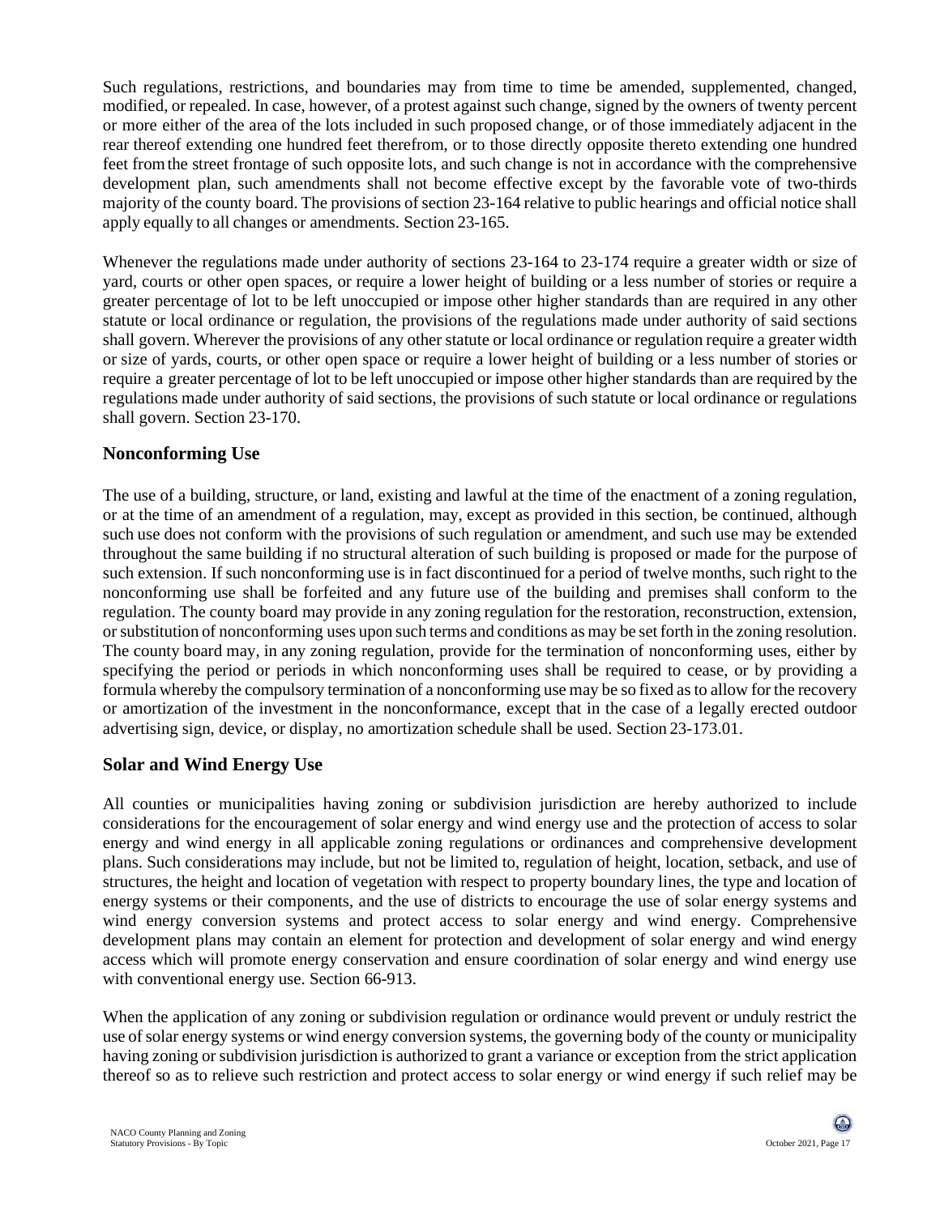Such regulations, restrictions, and boundaries may from time to time be amended, supplemented, changed, modified, or repealed. In case, however, of a protest against such change, signed by the owners of twenty percent or more either of the area of the lots included in such proposed change, or of those immediately adjacent in the rear thereof extending one hundred feet therefrom, or to those directly opposite thereto extending one hundred feet from the street frontage of such opposite lots, and such change is not in accordance with the comprehensive development plan, such amendments shall not become effective except by the favorable vote of two-thirds majority of the county board. The provisions of section 23-164 relative to public hearings and official notice shall apply equally to all changes or amendments. Section 23-165.

Whenever the regulations made under authority of sections 23-164 to 23-174 require a greater width or size of yard, courts or other open spaces, or require a lower height of building or a less number of stories or require a greater percentage of lot to be left unoccupied or impose other higher standards than are required in any other statute or local ordinance or regulation, the provisions of the regulations made under authority of said sections shall govern. Wherever the provisions of any other statute or local ordinance or regulation require a greater width or size of yards, courts, or other open space or require a lower height of building or a less number of stories or require a greater percentage of lot to be left unoccupied or impose other higher standards than are required by the regulations made under authority of said sections, the provisions of such statute or local ordinance or regulations shall govern. Section 23-170.

## Nonconforming Use

The use of a building, structure, or land, existing and lawful at the time of the enactment of a zoning regulation, or at the time of an amendment of a regulation, may, except as provided in this section, be continued, although such use does not conform with the provisions of such regulation or amendment, and such use may be extended throughout the same building if no structural alteration of such building is proposed or made for the purpose of such extension. If such nonconforming use is in fact discontinued for a period of twelve months, such right to the nonconforming use shall be forfeited and any future use of the building and premises shall conform to the regulation. The county board may provide in any zoning regulation for the restoration, reconstruction, extension, or substitution of nonconforming uses upon such terms and conditions as may be set forth in the zoning resolution. The county board may, in any zoning regulation, provide for the termination of nonconforming uses, either by specifying the period or periods in which nonconforming uses shall be required to cease, or by providing a formula whereby the compulsory termination of a nonconforming use may be so fixed as to allow for the recovery or amortization of the investment in the nonconformance, except that in the case of a legally erected outdoor advertising sign, device, or display, no amortization schedule shall be used. Section 23-173.01.

## Solar and Wind Energy Use

All counties or municipalities having zoning or subdivision jurisdiction are hereby authorized to include considerations for the encouragement of solar energy and wind energy use and the protection of access to solar energy and wind energy in all applicable zoning regulations or ordinances and comprehensive development plans. Such considerations may include, but not be limited to, regulation of height, location, setback, and use of structures, the height and location of vegetation with respect to property boundary lines, the type and location of energy systems or their components, and the use of districts to encourage the use of solar energy systems and wind energy conversion systems and protect access to solar energy and wind energy. Comprehensive development plans may contain an element for protection and development of solar energy and wind energy access which will promote energy conservation and ensure coordination of solar energy and wind energy use with conventional energy use. Section 66-913.

When the application of any zoning or subdivision regulation or ordinance would prevent or unduly restrict the use of solar energy systems or wind energy conversion systems, the governing body of the county or municipality having zoning or subdivision jurisdiction is authorized to grant a variance or exception from the strict application thereof so as to relieve such restriction and protect access to solar energy or wind energy if such relief may be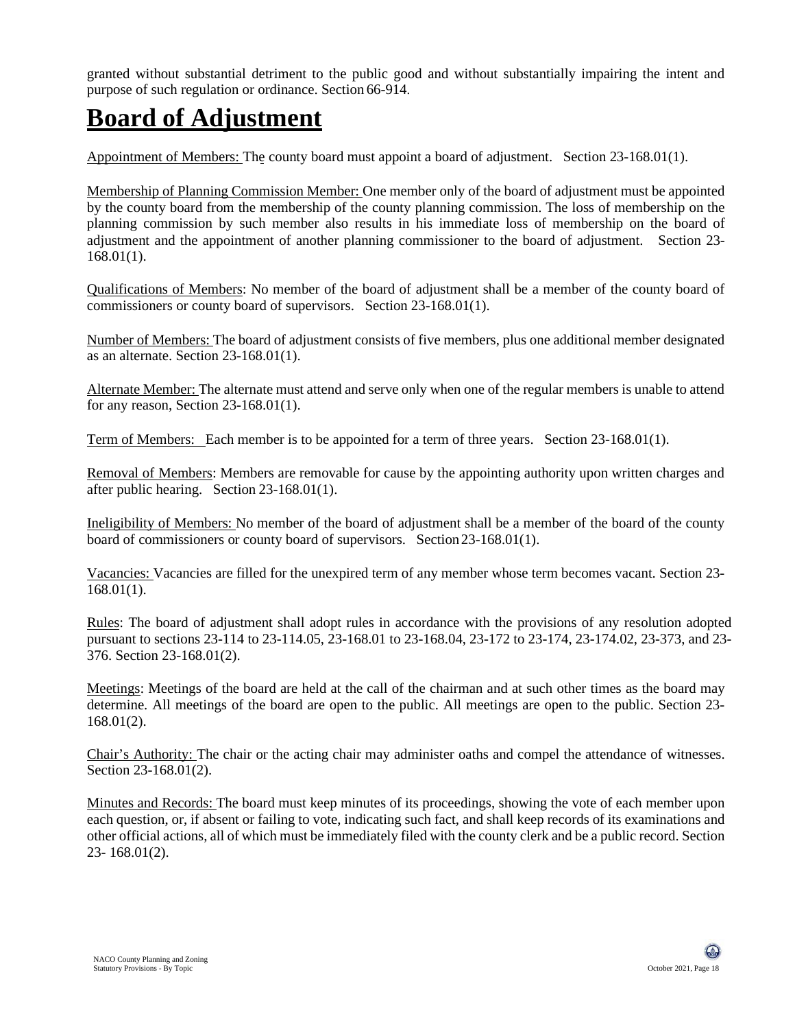granted without substantial detriment to the public good and without substantially impairing the intent and purpose of such regulation or ordinance. Section 66-914.

# Board of Adjustment

Appointment of Members: The county board must appoint a board of adjustment. Section 23-168.01(1).

Membership of Planning Commission Member: One member only of the board of adjustment must be appointed by the county board from the membership of the county planning commission. The loss of membership on the planning commission by such member also results in his immediate loss of membership on the board of adjustment and the appointment of another planning commissioner to the board of adjustment. Section 23-168.01(1).

Qualifications of Members: No member of the board of adjustment shall be a member of the county board of commissioners or county board of supervisors. Section 23-168.01(1).

Number of Members: The board of adjustment consists of five members, plus one additional member designated as an alternate. Section 23-168.01(1).

Alternate Member: The alternate must attend and serve only when one of the regular members is unable to attend for any reason, Section 23-168.01(1).

Term of Members: Each member is to be appointed for a term of three years. Section 23-168.01(1).

Removal of Members: Members are removable for cause by the appointing authority upon written charges and after public hearing. Section 23-168.01(1).

Ineligibility of Members: No member of the board of adjustment shall be a member of the board of the county board of commissioners or county board of supervisors. Section 23-168.01(1).

Vacancies: Vacancies are filled for the unexpired term of any member whose term becomes vacant. Section 23-168.01(1).

Rules: The board of adjustment shall adopt rules in accordance with the provisions of any resolution adopted pursuant to sections 23-114 to 23-114.05, 23-168.01 to 23-168.04, 23-172 to 23-174, 23-174.02, 23-373, and 23-376. Section 23-168.01(2).

Meetings: Meetings of the board are held at the call of the chairman and at such other times as the board may determine. All meetings of the board are open to the public. All meetings are open to the public. Section 23-168.01(2).

Chair's Authority: The chair or the acting chair may administer oaths and compel the attendance of witnesses. Section 23-168.01(2).

Minutes and Records: The board must keep minutes of its proceedings, showing the vote of each member upon each question, or, if absent or failing to vote, indicating such fact, and shall keep records of its examinations and other official actions, all of which must be immediately filed with the county clerk and be a public record. Section 23- 168.01(2).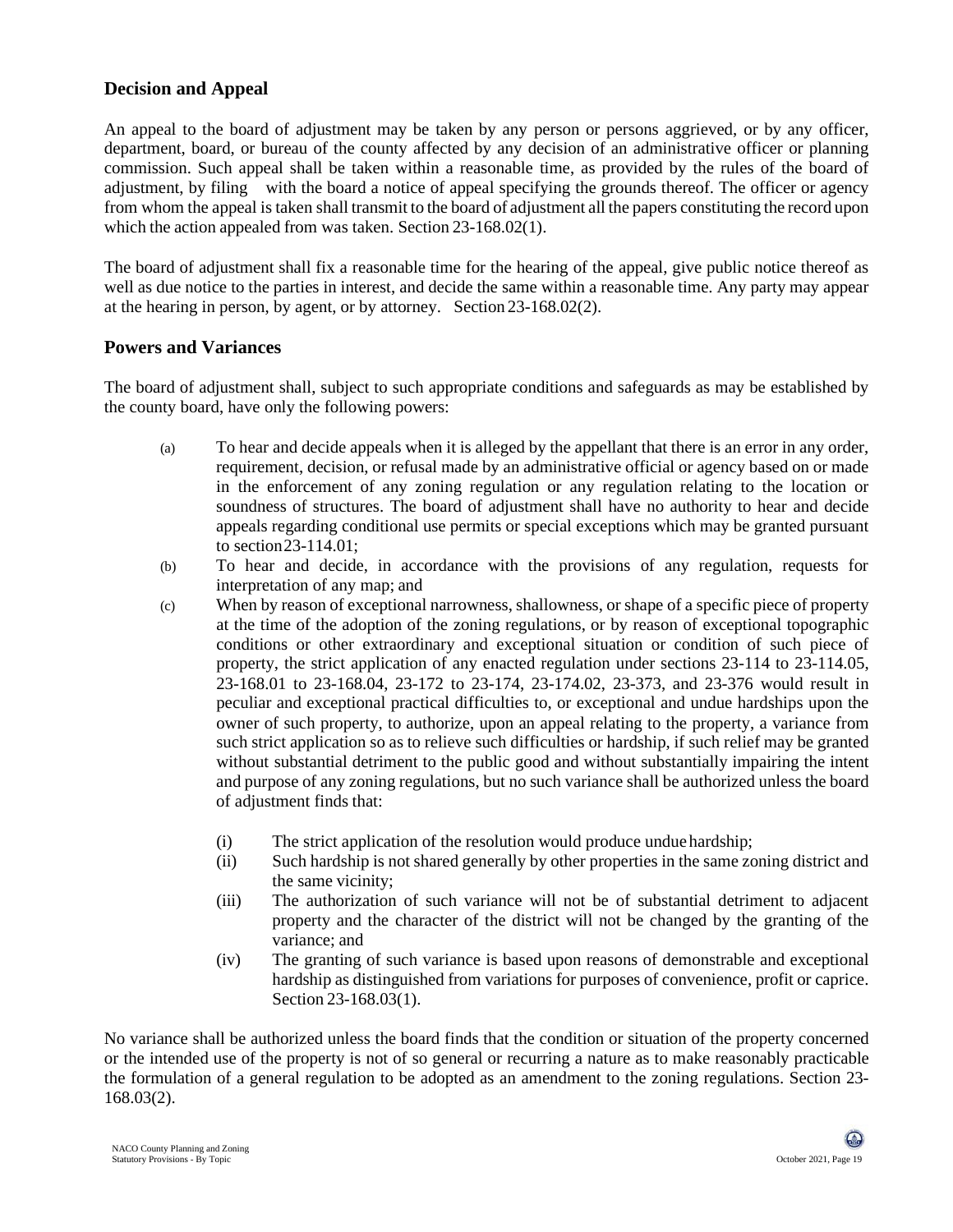## Decision and Appeal

An appeal to the board of adjustment may be taken by any person or persons aggrieved, or by any officer, department, board, or bureau of the county affected by any decision of an administrative officer or planning commission. Such appeal shall be taken within a reasonable time, as provided by the rules of the board of adjustment, by filing with the board a notice of appeal specifying the grounds thereof. The officer or agency from whom the appeal is taken shall transmit to the board of adjustment all the papers constituting the record upon which the action appealed from was taken. Section 23-168.02(1).

The board of adjustment shall fix a reasonable time for the hearing of the appeal, give public notice thereof as well as due notice to the parties in interest, and decide the same within a reasonable time. Any party may appear at the hearing in person, by agent, or by attorney. Section 23-168.02(2).

## Powers and Variances

The board of adjustment shall, subject to such appropriate conditions and safeguards as may be established by the county board, have only the following powers:

(a) To hear and decide appeals when it is alleged by the appellant that there is an error in any order, requirement, decision, or refusal made by an administrative official or agency based on or made in the enforcement of any zoning regulation or any regulation relating to the location or soundness of structures. The board of adjustment shall have no authority to hear and decide appeals regarding conditional use permits or special exceptions which may be granted pursuant to section 23-114.01;

(b) To hear and decide, in accordance with the provisions of any regulation, requests for interpretation of any map; and

(c) When by reason of exceptional narrowness, shallowness, or shape of a specific piece of property at the time of the adoption of the zoning regulations, or by reason of exceptional topographic conditions or other extraordinary and exceptional situation or condition of such piece of property, the strict application of any enacted regulation under sections 23-114 to 23-114.05, 23-168.01 to 23-168.04, 23-172 to 23-174, 23-174.02, 23-373, and 23-376 would result in peculiar and exceptional practical difficulties to, or exceptional and undue hardships upon the owner of such property, to authorize, upon an appeal relating to the property, a variance from such strict application so as to relieve such difficulties or hardship, if such relief may be granted without substantial detriment to the public good and without substantially impairing the intent and purpose of any zoning regulations, but no such variance shall be authorized unless the board of adjustment finds that:

   (i) The strict application of the resolution would produce undue hardship;

   (ii) Such hardship is not shared generally by other properties in the same zoning district and the same vicinity;

   (iii) The authorization of such variance will not be of substantial detriment to adjacent property and the character of the district will not be changed by the granting of the variance; and

   (iv) The granting of such variance is based upon reasons of demonstrable and exceptional hardship as distinguished from variations for purposes of convenience, profit or caprice. Section 23-168.03(1).

No variance shall be authorized unless the board finds that the condition or situation of the property concerned or the intended use of the property is not of so general or recurring a nature as to make reasonably practicable the formulation of a general regulation to be adopted as an amendment to the zoning regulations. Section 23-168.03(2).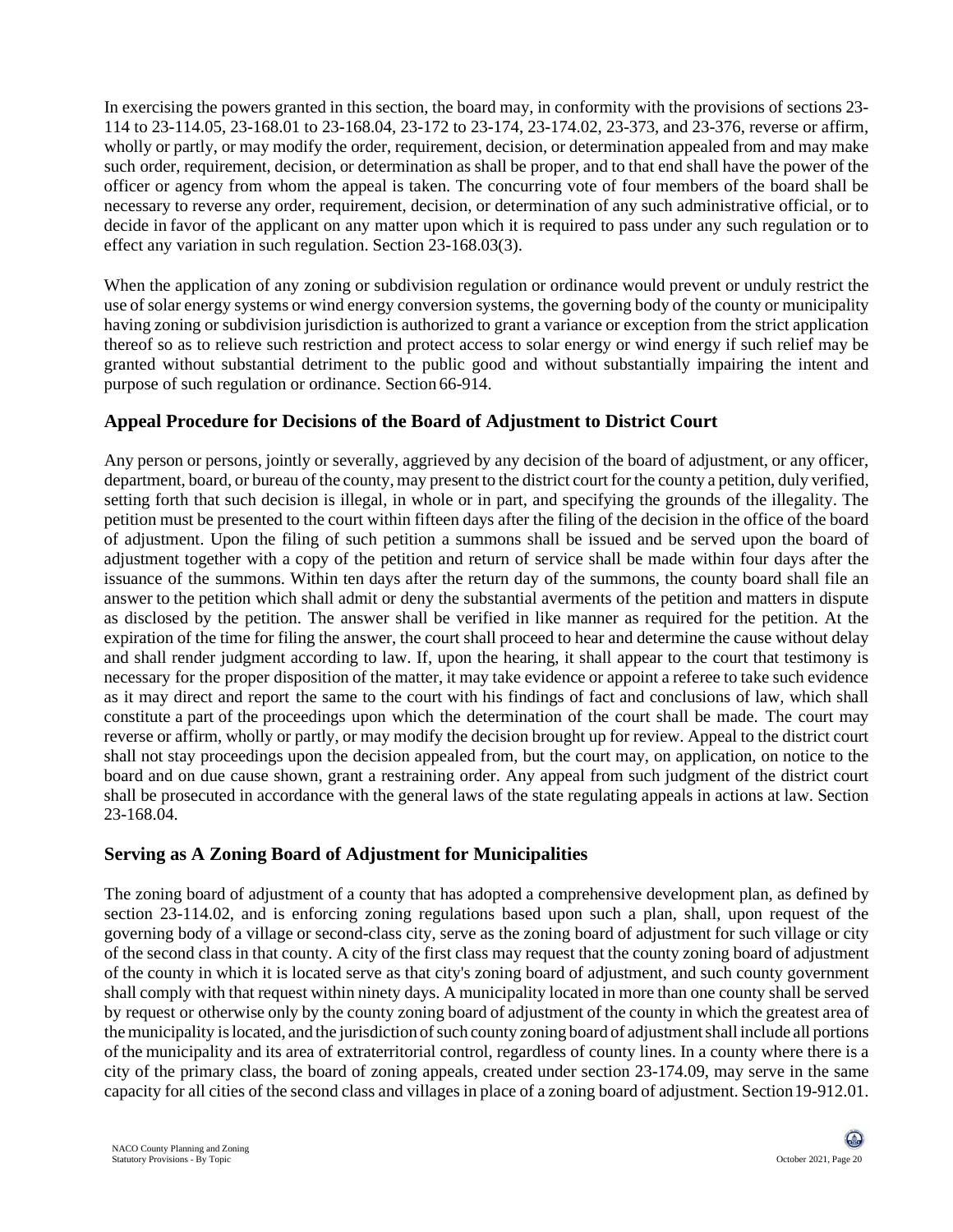In exercising the powers granted in this section, the board may, in conformity with the provisions of sections 23-114 to 23-114.05, 23-168.01 to 23-168.04, 23-172 to 23-174, 23-174.02, 23-373, and 23-376, reverse or affirm, wholly or partly, or may modify the order, requirement, decision, or determination appealed from and may make such order, requirement, decision, or determination as shall be proper, and to that end shall have the power of the officer or agency from whom the appeal is taken. The concurring vote of four members of the board shall be necessary to reverse any order, requirement, decision, or determination of any such administrative official, or to decide in favor of the applicant on any matter upon which it is required to pass under any such regulation or to effect any variation in such regulation. Section 23-168.03(3).

When the application of any zoning or subdivision regulation or ordinance would prevent or unduly restrict the use of solar energy systems or wind energy conversion systems, the governing body of the county or municipality having zoning or subdivision jurisdiction is authorized to grant a variance or exception from the strict application thereof so as to relieve such restriction and protect access to solar energy or wind energy if such relief may be granted without substantial detriment to the public good and without substantially impairing the intent and purpose of such regulation or ordinance. Section 66-914.

## Appeal Procedure for Decisions of the Board of Adjustment to District Court

Any person or persons, jointly or severally, aggrieved by any decision of the board of adjustment, or any officer, department, board, or bureau of the county, may present to the district court for the county a petition, duly verified, setting forth that such decision is illegal, in whole or in part, and specifying the grounds of the illegality. The petition must be presented to the court within fifteen days after the filing of the decision in the office of the board of adjustment. Upon the filing of such petition a summons shall be issued and be served upon the board of adjustment together with a copy of the petition and return of service shall be made within four days after the issuance of the summons. Within ten days after the return day of the summons, the county board shall file an answer to the petition which shall admit or deny the substantial averments of the petition and matters in dispute as disclosed by the petition. The answer shall be verified in like manner as required for the petition. At the expiration of the time for filing the answer, the court shall proceed to hear and determine the cause without delay and shall render judgment according to law. If, upon the hearing, it shall appear to the court that testimony is necessary for the proper disposition of the matter, it may take evidence or appoint a referee to take such evidence as it may direct and report the same to the court with his findings of fact and conclusions of law, which shall constitute a part of the proceedings upon which the determination of the court shall be made. The court may reverse or affirm, wholly or partly, or may modify the decision brought up for review. Appeal to the district court shall not stay proceedings upon the decision appealed from, but the court may, on application, on notice to the board and on due cause shown, grant a restraining order. Any appeal from such judgment of the district court shall be prosecuted in accordance with the general laws of the state regulating appeals in actions at law. Section 23-168.04.

## Serving as A Zoning Board of Adjustment for Municipalities

The zoning board of adjustment of a county that has adopted a comprehensive development plan, as defined by section 23-114.02, and is enforcing zoning regulations based upon such a plan, shall, upon request of the governing body of a village or second-class city, serve as the zoning board of adjustment for such village or city of the second class in that county. A city of the first class may request that the county zoning board of adjustment of the county in which it is located serve as that city's zoning board of adjustment, and such county government shall comply with that request within ninety days. A municipality located in more than one county shall be served by request or otherwise only by the county zoning board of adjustment of the county in which the greatest area of the municipality is located, and the jurisdiction of such county zoning board of adjustment shall include all portions of the municipality and its area of extraterritorial control, regardless of county lines. In a county where there is a city of the primary class, the board of zoning appeals, created under section 23-174.09, may serve in the same capacity for all cities of the second class and villages in place of a zoning board of adjustment. Section 19-912.01.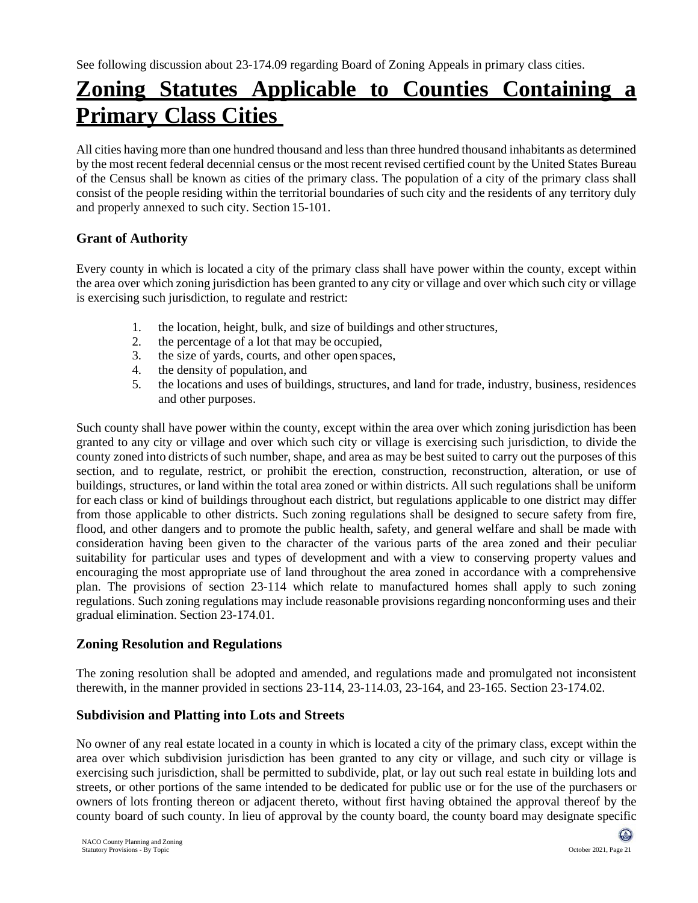See following discussion about 23-174.09 regarding Board of Zoning Appeals in primary class cities.

# Zoning Statutes Applicable to Counties Containing a Primary Class Cities

All cities having more than one hundred thousand and less than three hundred thousand inhabitants as determined by the most recent federal decennial census or the most recent revised certified count by the United States Bureau of the Census shall be known as cities of the primary class. The population of a city of the primary class shall consist of the people residing within the territorial boundaries of such city and the residents of any territory duly and properly annexed to such city. Section 15-101.

### Grant of Authority

Every county in which is located a city of the primary class shall have power within the county, except within the area over which zoning jurisdiction has been granted to any city or village and over which such city or village is exercising such jurisdiction, to regulate and restrict:

1. the location, height, bulk, and size of buildings and other structures,
2. the percentage of a lot that may be occupied,
3. the size of yards, courts, and other open spaces,
4. the density of population, and
5. the locations and uses of buildings, structures, and land for trade, industry, business, residences and other purposes.

Such county shall have power within the county, except within the area over which zoning jurisdiction has been granted to any city or village and over which such city or village is exercising such jurisdiction, to divide the county zoned into districts of such number, shape, and area as may be best suited to carry out the purposes of this section, and to regulate, restrict, or prohibit the erection, construction, reconstruction, alteration, or use of buildings, structures, or land within the total area zoned or within districts. All such regulations shall be uniform for each class or kind of buildings throughout each district, but regulations applicable to one district may differ from those applicable to other districts. Such zoning regulations shall be designed to secure safety from fire, flood, and other dangers and to promote the public health, safety, and general welfare and shall be made with consideration having been given to the character of the various parts of the area zoned and their peculiar suitability for particular uses and types of development and with a view to conserving property values and encouraging the most appropriate use of land throughout the area zoned in accordance with a comprehensive plan. The provisions of section 23-114 which relate to manufactured homes shall apply to such zoning regulations. Such zoning regulations may include reasonable provisions regarding nonconforming uses and their gradual elimination. Section 23-174.01.

### Zoning Resolution and Regulations

The zoning resolution shall be adopted and amended, and regulations made and promulgated not inconsistent therewith, in the manner provided in sections 23-114, 23-114.03, 23-164, and 23-165. Section 23-174.02.

### Subdivision and Platting into Lots and Streets

No owner of any real estate located in a county in which is located a city of the primary class, except within the area over which subdivision jurisdiction has been granted to any city or village, and such city or village is exercising such jurisdiction, shall be permitted to subdivide, plat, or lay out such real estate in building lots and streets, or other portions of the same intended to be dedicated for public use or for the use of the purchasers or owners of lots fronting thereon or adjacent thereto, without first having obtained the approval thereof by the county board of such county. In lieu of approval by the county board, the county board may designate specific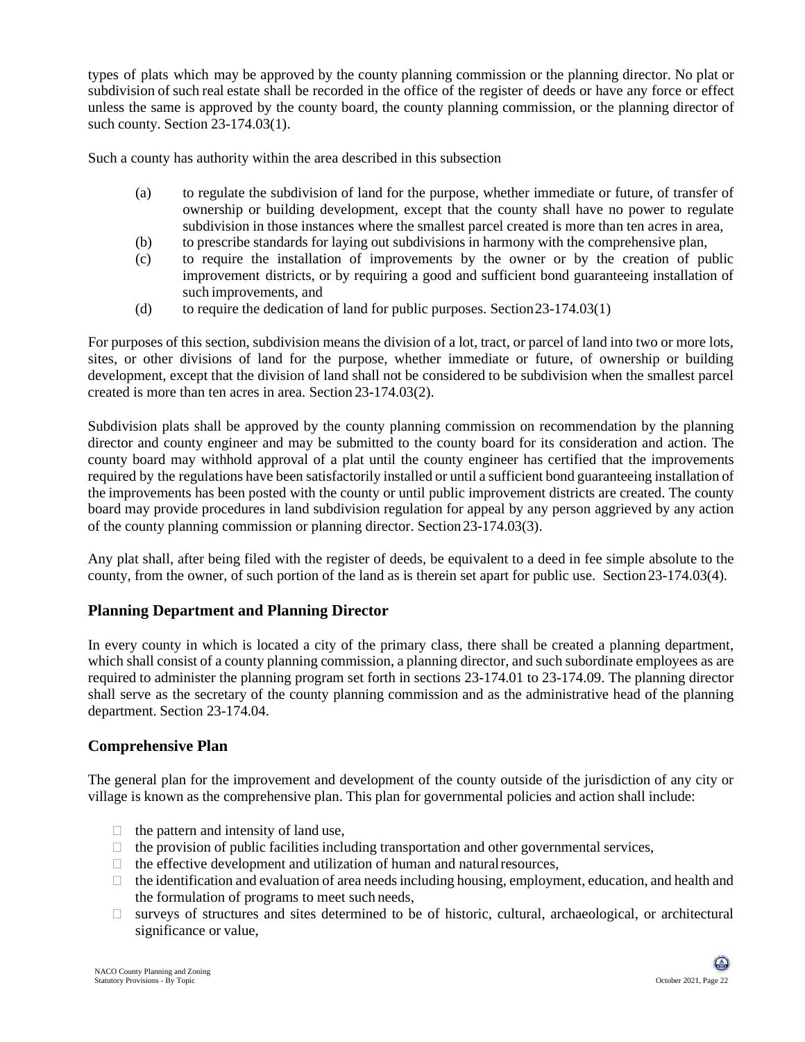types of plats which may be approved by the county planning commission or the planning director. No plat or subdivision of such real estate shall be recorded in the office of the register of deeds or have any force or effect unless the same is approved by the county board, the county planning commission, or the planning director of such county. Section 23-174.03(1).

Such a county has authority within the area described in this subsection

(a) to regulate the subdivision of land for the purpose, whether immediate or future, of transfer of ownership or building development, except that the county shall have no power to regulate subdivision in those instances where the smallest parcel created is more than ten acres in area,

(b) to prescribe standards for laying out subdivisions in harmony with the comprehensive plan,

(c) to require the installation of improvements by the owner or by the creation of public improvement districts, or by requiring a good and sufficient bond guaranteeing installation of such improvements, and

(d) to require the dedication of land for public purposes. Section 23-174.03(1)

For purposes of this section, subdivision means the division of a lot, tract, or parcel of land into two or more lots, sites, or other divisions of land for the purpose, whether immediate or future, of ownership or building development, except that the division of land shall not be considered to be subdivision when the smallest parcel created is more than ten acres in area. Section 23-174.03(2).

Subdivision plats shall be approved by the county planning commission on recommendation by the planning director and county engineer and may be submitted to the county board for its consideration and action. The county board may withhold approval of a plat until the county engineer has certified that the improvements required by the regulations have been satisfactorily installed or until a sufficient bond guaranteeing installation of the improvements has been posted with the county or until public improvement districts are created. The county board may provide procedures in land subdivision regulation for appeal by any person aggrieved by any action of the county planning commission or planning director. Section 23-174.03(3).

Any plat shall, after being filed with the register of deeds, be equivalent to a deed in fee simple absolute to the county, from the owner, of such portion of the land as is therein set apart for public use. Section 23-174.03(4).

## Planning Department and Planning Director

In every county in which is located a city of the primary class, there shall be created a planning department, which shall consist of a county planning commission, a planning director, and such subordinate employees as are required to administer the planning program set forth in sections 23-174.01 to 23-174.09. The planning director shall serve as the secretary of the county planning commission and as the administrative head of the planning department. Section 23-174.04.

## Comprehensive Plan

The general plan for the improvement and development of the county outside of the jurisdiction of any city or village is known as the comprehensive plan. This plan for governmental policies and action shall include:

- the pattern and intensity of land use,
- the provision of public facilities including transportation and other governmental services,
- the effective development and utilization of human and natural resources,
- the identification and evaluation of area needs including housing, employment, education, and health and the formulation of programs to meet such needs,
- surveys of structures and sites determined to be of historic, cultural, archaeological, or architectural significance or value,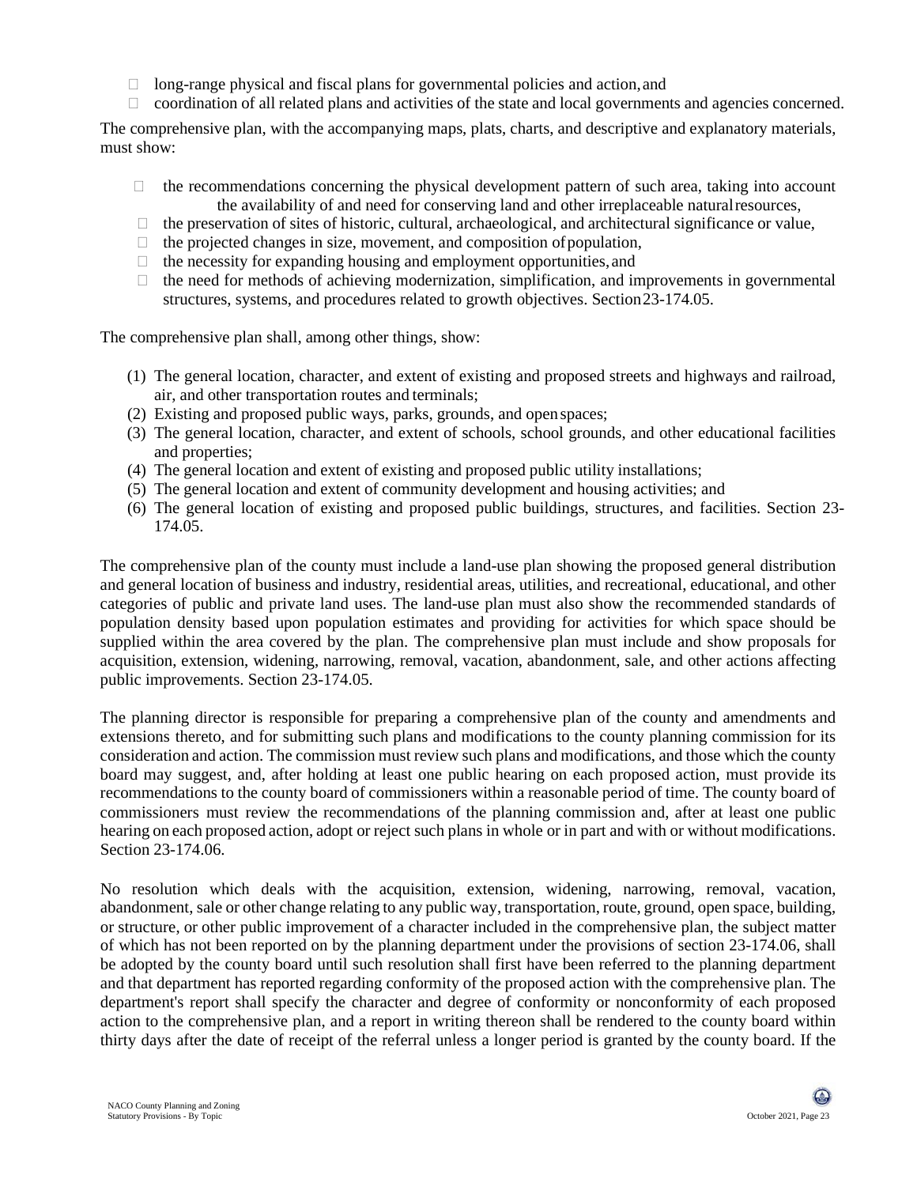- long-range physical and fiscal plans for governmental policies and action, and
- coordination of all related plans and activities of the state and local governments and agencies concerned.

The comprehensive plan, with the accompanying maps, plats, charts, and descriptive and explanatory materials, must show:

- the recommendations concerning the physical development pattern of such area, taking into account the availability of and need for conserving land and other irreplaceable natural resources,
- the preservation of sites of historic, cultural, archaeological, and architectural significance or value,
- the projected changes in size, movement, and composition of population,
- the necessity for expanding housing and employment opportunities, and
- the need for methods of achieving modernization, simplification, and improvements in governmental structures, systems, and procedures related to growth objectives. Section 23-174.05.

The comprehensive plan shall, among other things, show:

(1) The general location, character, and extent of existing and proposed streets and highways and railroad, air, and other transportation routes and terminals;
(2) Existing and proposed public ways, parks, grounds, and open spaces;
(3) The general location, character, and extent of schools, school grounds, and other educational facilities and properties;
(4) The general location and extent of existing and proposed public utility installations;
(5) The general location and extent of community development and housing activities; and
(6) The general location of existing and proposed public buildings, structures, and facilities. Section 23-174.05.

The comprehensive plan of the county must include a land-use plan showing the proposed general distribution and general location of business and industry, residential areas, utilities, and recreational, educational, and other categories of public and private land uses. The land-use plan must also show the recommended standards of population density based upon population estimates and providing for activities for which space should be supplied within the area covered by the plan. The comprehensive plan must include and show proposals for acquisition, extension, widening, narrowing, removal, vacation, abandonment, sale, and other actions affecting public improvements. Section 23-174.05.

The planning director is responsible for preparing a comprehensive plan of the county and amendments and extensions thereto, and for submitting such plans and modifications to the county planning commission for its consideration and action. The commission must review such plans and modifications, and those which the county board may suggest, and, after holding at least one public hearing on each proposed action, must provide its recommendations to the county board of commissioners within a reasonable period of time. The county board of commissioners must review the recommendations of the planning commission and, after at least one public hearing on each proposed action, adopt or reject such plans in whole or in part and with or without modifications. Section 23-174.06.

No resolution which deals with the acquisition, extension, widening, narrowing, removal, vacation, abandonment, sale or other change relating to any public way, transportation, route, ground, open space, building, or structure, or other public improvement of a character included in the comprehensive plan, the subject matter of which has not been reported on by the planning department under the provisions of section 23-174.06, shall be adopted by the county board until such resolution shall first have been referred to the planning department and that department has reported regarding conformity of the proposed action with the comprehensive plan. The department's report shall specify the character and degree of conformity or nonconformity of each proposed action to the comprehensive plan, and a report in writing thereon shall be rendered to the county board within thirty days after the date of receipt of the referral unless a longer period is granted by the county board. If the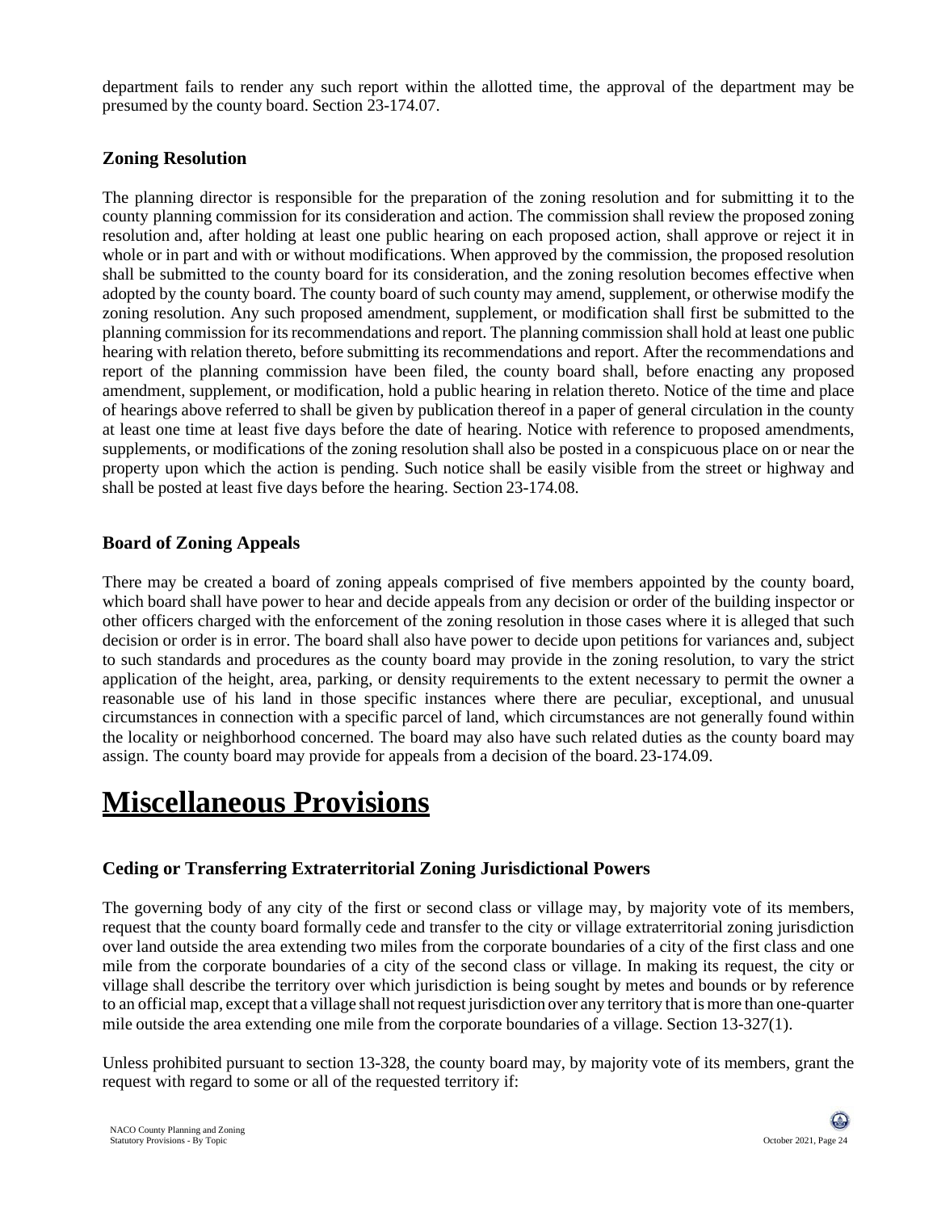department fails to render any such report within the allotted time, the approval of the department may be presumed by the county board. Section 23-174.07.

### Zoning Resolution

The planning director is responsible for the preparation of the zoning resolution and for submitting it to the county planning commission for its consideration and action. The commission shall review the proposed zoning resolution and, after holding at least one public hearing on each proposed action, shall approve or reject it in whole or in part and with or without modifications. When approved by the commission, the proposed resolution shall be submitted to the county board for its consideration, and the zoning resolution becomes effective when adopted by the county board. The county board of such county may amend, supplement, or otherwise modify the zoning resolution. Any such proposed amendment, supplement, or modification shall first be submitted to the planning commission for its recommendations and report. The planning commission shall hold at least one public hearing with relation thereto, before submitting its recommendations and report. After the recommendations and report of the planning commission have been filed, the county board shall, before enacting any proposed amendment, supplement, or modification, hold a public hearing in relation thereto. Notice of the time and place of hearings above referred to shall be given by publication thereof in a paper of general circulation in the county at least one time at least five days before the date of hearing. Notice with reference to proposed amendments, supplements, or modifications of the zoning resolution shall also be posted in a conspicuous place on or near the property upon which the action is pending. Such notice shall be easily visible from the street or highway and shall be posted at least five days before the hearing. Section 23-174.08.

### Board of Zoning Appeals

There may be created a board of zoning appeals comprised of five members appointed by the county board, which board shall have power to hear and decide appeals from any decision or order of the building inspector or other officers charged with the enforcement of the zoning resolution in those cases where it is alleged that such decision or order is in error. The board shall also have power to decide upon petitions for variances and, subject to such standards and procedures as the county board may provide in the zoning resolution, to vary the strict application of the height, area, parking, or density requirements to the extent necessary to permit the owner a reasonable use of his land in those specific instances where there are peculiar, exceptional, and unusual circumstances in connection with a specific parcel of land, which circumstances are not generally found within the locality or neighborhood concerned. The board may also have such related duties as the county board may assign. The county board may provide for appeals from a decision of the board. 23-174.09.

# Miscellaneous Provisions

### Ceding or Transferring Extraterritorial Zoning Jurisdictional Powers

The governing body of any city of the first or second class or village may, by majority vote of its members, request that the county board formally cede and transfer to the city or village extraterritorial zoning jurisdiction over land outside the area extending two miles from the corporate boundaries of a city of the first class and one mile from the corporate boundaries of a city of the second class or village. In making its request, the city or village shall describe the territory over which jurisdiction is being sought by metes and bounds or by reference to an official map, except that a village shall not request jurisdiction over any territory that is more than one-quarter mile outside the area extending one mile from the corporate boundaries of a village. Section 13-327(1).

Unless prohibited pursuant to section 13-328, the county board may, by majority vote of its members, grant the request with regard to some or all of the requested territory if: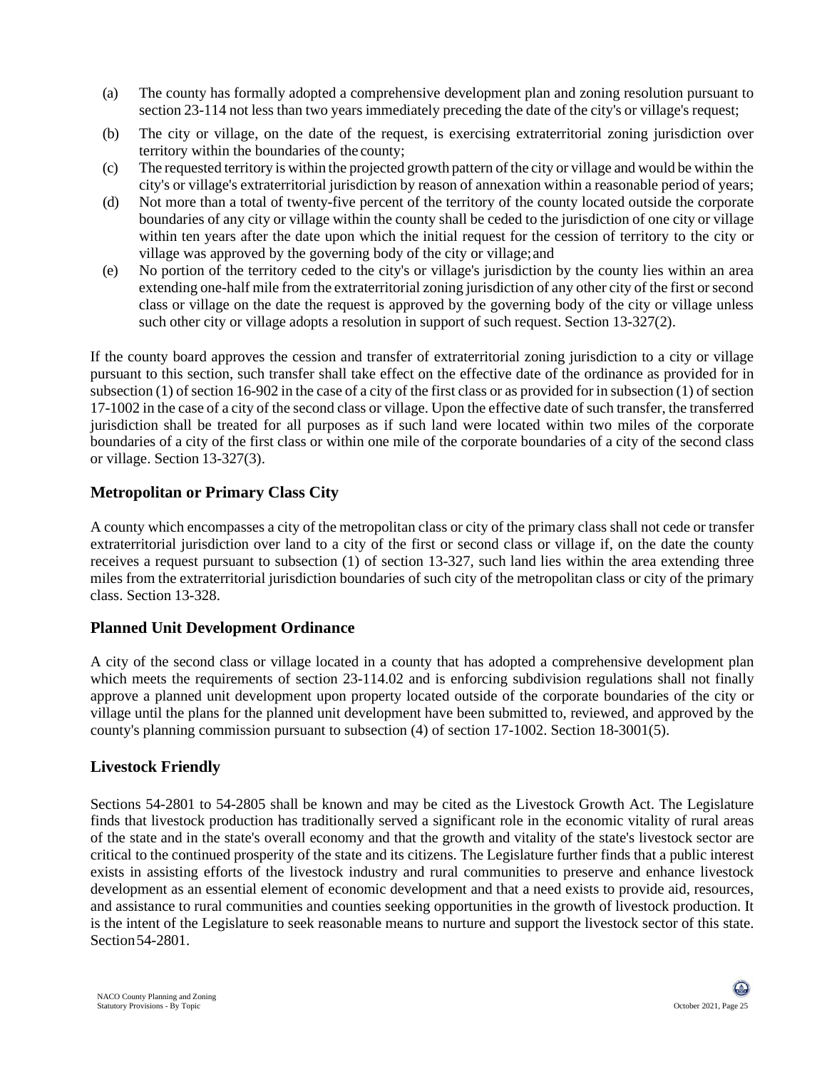(a) The county has formally adopted a comprehensive development plan and zoning resolution pursuant to section 23-114 not less than two years immediately preceding the date of the city's or village's request;

(b) The city or village, on the date of the request, is exercising extraterritorial zoning jurisdiction over territory within the boundaries of the county;

(c) The requested territory is within the projected growth pattern of the city or village and would be within the city's or village's extraterritorial jurisdiction by reason of annexation within a reasonable period of years;

(d) Not more than a total of twenty-five percent of the territory of the county located outside the corporate boundaries of any city or village within the county shall be ceded to the jurisdiction of one city or village within ten years after the date upon which the initial request for the cession of territory to the city or village was approved by the governing body of the city or village; and

(e) No portion of the territory ceded to the city's or village's jurisdiction by the county lies within an area extending one-half mile from the extraterritorial zoning jurisdiction of any other city of the first or second class or village on the date the request is approved by the governing body of the city or village unless such other city or village adopts a resolution in support of such request. Section 13-327(2).

If the county board approves the cession and transfer of extraterritorial zoning jurisdiction to a city or village pursuant to this section, such transfer shall take effect on the effective date of the ordinance as provided for in subsection (1) of section 16-902 in the case of a city of the first class or as provided for in subsection (1) of section 17-1002 in the case of a city of the second class or village. Upon the effective date of such transfer, the transferred jurisdiction shall be treated for all purposes as if such land were located within two miles of the corporate boundaries of a city of the first class or within one mile of the corporate boundaries of a city of the second class or village. Section 13-327(3).

## Metropolitan or Primary Class City

A county which encompasses a city of the metropolitan class or city of the primary class shall not cede or transfer extraterritorial jurisdiction over land to a city of the first or second class or village if, on the date the county receives a request pursuant to subsection (1) of section 13-327, such land lies within the area extending three miles from the extraterritorial jurisdiction boundaries of such city of the metropolitan class or city of the primary class. Section 13-328.

## Planned Unit Development Ordinance

A city of the second class or village located in a county that has adopted a comprehensive development plan which meets the requirements of section 23-114.02 and is enforcing subdivision regulations shall not finally approve a planned unit development upon property located outside of the corporate boundaries of the city or village until the plans for the planned unit development have been submitted to, reviewed, and approved by the county's planning commission pursuant to subsection (4) of section 17-1002. Section 18-3001(5).

## Livestock Friendly

Sections 54-2801 to 54-2805 shall be known and may be cited as the Livestock Growth Act. The Legislature finds that livestock production has traditionally served a significant role in the economic vitality of rural areas of the state and in the state's overall economy and that the growth and vitality of the state's livestock sector are critical to the continued prosperity of the state and its citizens. The Legislature further finds that a public interest exists in assisting efforts of the livestock industry and rural communities to preserve and enhance livestock development as an essential element of economic development and that a need exists to provide aid, resources, and assistance to rural communities and counties seeking opportunities in the growth of livestock production. It is the intent of the Legislature to seek reasonable means to nurture and support the livestock sector of this state. Section 54-2801.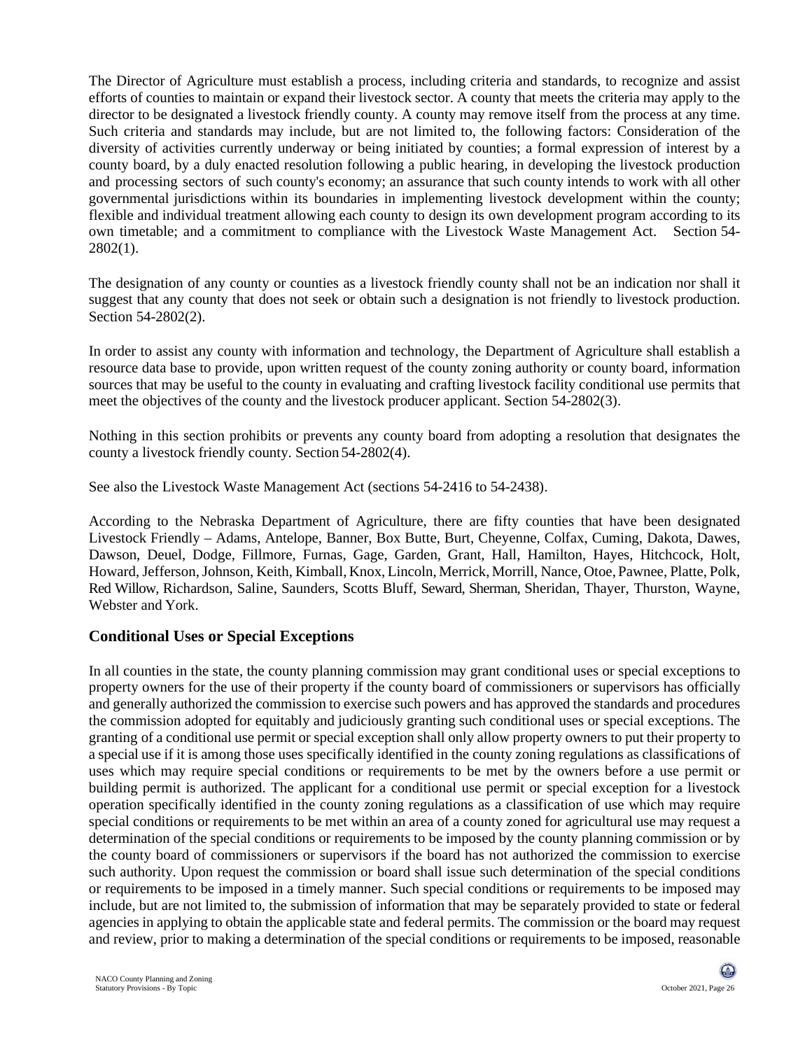The Director of Agriculture must establish a process, including criteria and standards, to recognize and assist efforts of counties to maintain or expand their livestock sector. A county that meets the criteria may apply to the director to be designated a livestock friendly county. A county may remove itself from the process at any time. Such criteria and standards may include, but are not limited to, the following factors: Consideration of the diversity of activities currently underway or being initiated by counties; a formal expression of interest by a county board, by a duly enacted resolution following a public hearing, in developing the livestock production and processing sectors of such county's economy; an assurance that such county intends to work with all other governmental jurisdictions within its boundaries in implementing livestock development within the county; flexible and individual treatment allowing each county to design its own development program according to its own timetable; and a commitment to compliance with the Livestock Waste Management Act. Section 54-2802(1).

The designation of any county or counties as a livestock friendly county shall not be an indication nor shall it suggest that any county that does not seek or obtain such a designation is not friendly to livestock production. Section 54-2802(2).

In order to assist any county with information and technology, the Department of Agriculture shall establish a resource data base to provide, upon written request of the county zoning authority or county board, information sources that may be useful to the county in evaluating and crafting livestock facility conditional use permits that meet the objectives of the county and the livestock producer applicant. Section 54-2802(3).

Nothing in this section prohibits or prevents any county board from adopting a resolution that designates the county a livestock friendly county. Section 54-2802(4).

See also the Livestock Waste Management Act (sections 54-2416 to 54-2438).

According to the Nebraska Department of Agriculture, there are fifty counties that have been designated Livestock Friendly – Adams, Antelope, Banner, Box Butte, Burt, Cheyenne, Colfax, Cuming, Dakota, Dawes, Dawson, Deuel, Dodge, Fillmore, Furnas, Gage, Garden, Grant, Hall, Hamilton, Hayes, Hitchcock, Holt, Howard, Jefferson, Johnson, Keith, Kimball, Knox, Lincoln, Merrick, Morrill, Nance, Otoe, Pawnee, Platte, Polk, Red Willow, Richardson, Saline, Saunders, Scotts Bluff, Seward, Sherman, Sheridan, Thayer, Thurston, Wayne, Webster and York.

## Conditional Uses or Special Exceptions

In all counties in the state, the county planning commission may grant conditional uses or special exceptions to property owners for the use of their property if the county board of commissioners or supervisors has officially and generally authorized the commission to exercise such powers and has approved the standards and procedures the commission adopted for equitably and judiciously granting such conditional uses or special exceptions. The granting of a conditional use permit or special exception shall only allow property owners to put their property to a special use if it is among those uses specifically identified in the county zoning regulations as classifications of uses which may require special conditions or requirements to be met by the owners before a use permit or building permit is authorized. The applicant for a conditional use permit or special exception for a livestock operation specifically identified in the county zoning regulations as a classification of use which may require special conditions or requirements to be met within an area of a county zoned for agricultural use may request a determination of the special conditions or requirements to be imposed by the county planning commission or by the county board of commissioners or supervisors if the board has not authorized the commission to exercise such authority. Upon request the commission or board shall issue such determination of the special conditions or requirements to be imposed in a timely manner. Such special conditions or requirements to be imposed may include, but are not limited to, the submission of information that may be separately provided to state or federal agencies in applying to obtain the applicable state and federal permits. The commission or the board may request and review, prior to making a determination of the special conditions or requirements to be imposed, reasonable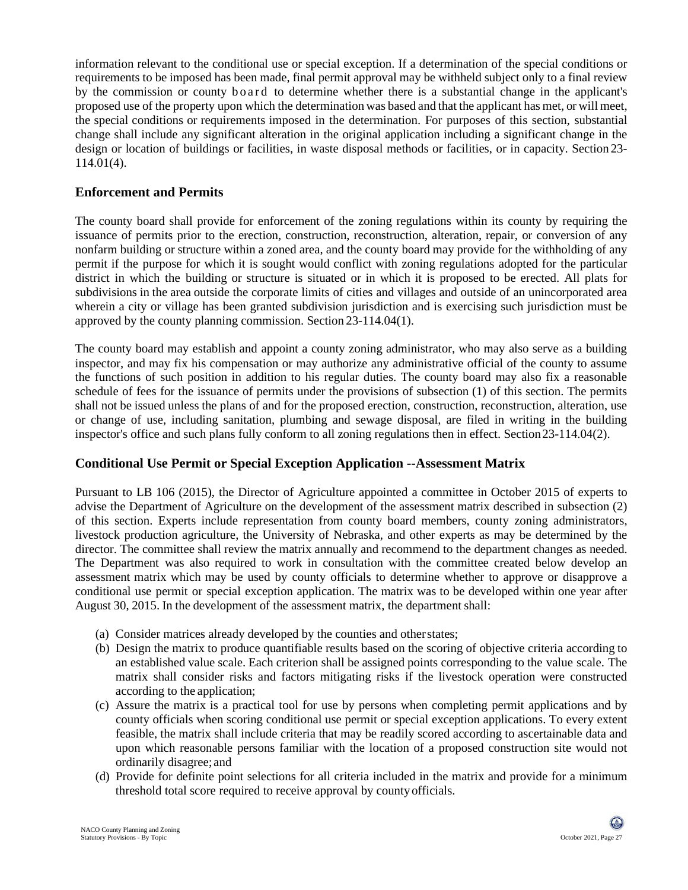information relevant to the conditional use or special exception. If a determination of the special conditions or requirements to be imposed has been made, final permit approval may be withheld subject only to a final review by the commission or county board to determine whether there is a substantial change in the applicant's proposed use of the property upon which the determination was based and that the applicant has met, or will meet, the special conditions or requirements imposed in the determination. For purposes of this section, substantial change shall include any significant alteration in the original application including a significant change in the design or location of buildings or facilities, in waste disposal methods or facilities, or in capacity. Section 23-114.01(4).

## Enforcement and Permits

The county board shall provide for enforcement of the zoning regulations within its county by requiring the issuance of permits prior to the erection, construction, reconstruction, alteration, repair, or conversion of any nonfarm building or structure within a zoned area, and the county board may provide for the withholding of any permit if the purpose for which it is sought would conflict with zoning regulations adopted for the particular district in which the building or structure is situated or in which it is proposed to be erected. All plats for subdivisions in the area outside the corporate limits of cities and villages and outside of an unincorporated area wherein a city or village has been granted subdivision jurisdiction and is exercising such jurisdiction must be approved by the county planning commission. Section 23-114.04(1).

The county board may establish and appoint a county zoning administrator, who may also serve as a building inspector, and may fix his compensation or may authorize any administrative official of the county to assume the functions of such position in addition to his regular duties. The county board may also fix a reasonable schedule of fees for the issuance of permits under the provisions of subsection (1) of this section. The permits shall not be issued unless the plans of and for the proposed erection, construction, reconstruction, alteration, use or change of use, including sanitation, plumbing and sewage disposal, are filed in writing in the building inspector's office and such plans fully conform to all zoning regulations then in effect. Section 23-114.04(2).

## Conditional Use Permit or Special Exception Application --Assessment Matrix

Pursuant to LB 106 (2015), the Director of Agriculture appointed a committee in October 2015 of experts to advise the Department of Agriculture on the development of the assessment matrix described in subsection (2) of this section. Experts include representation from county board members, county zoning administrators, livestock production agriculture, the University of Nebraska, and other experts as may be determined by the director. The committee shall review the matrix annually and recommend to the department changes as needed. The Department was also required to work in consultation with the committee created below develop an assessment matrix which may be used by county officials to determine whether to approve or disapprove a conditional use permit or special exception application. The matrix was to be developed within one year after August 30, 2015. In the development of the assessment matrix, the department shall:

(a) Consider matrices already developed by the counties and other states;
(b) Design the matrix to produce quantifiable results based on the scoring of objective criteria according to an established value scale. Each criterion shall be assigned points corresponding to the value scale. The matrix shall consider risks and factors mitigating risks if the livestock operation were constructed according to the application;
(c) Assure the matrix is a practical tool for use by persons when completing permit applications and by county officials when scoring conditional use permit or special exception applications. To every extent feasible, the matrix shall include criteria that may be readily scored according to ascertainable data and upon which reasonable persons familiar with the location of a proposed construction site would not ordinarily disagree; and
(d) Provide for definite point selections for all criteria included in the matrix and provide for a minimum threshold total score required to receive approval by county officials.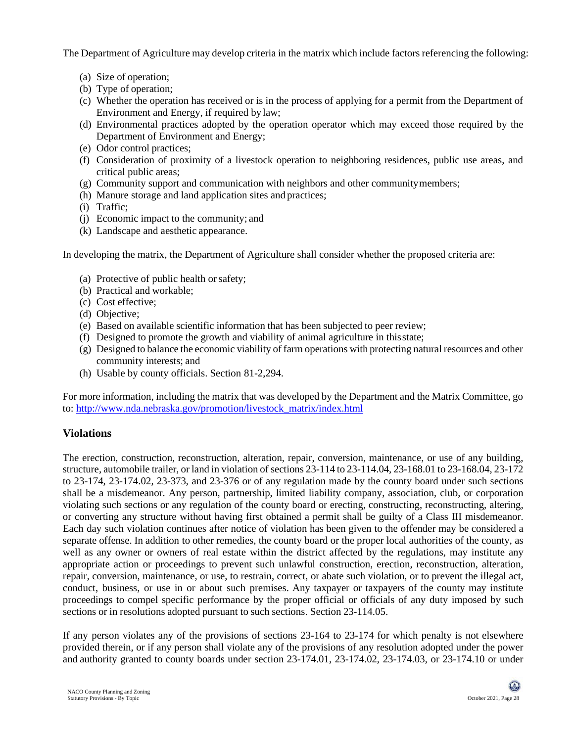The Department of Agriculture may develop criteria in the matrix which include factors referencing the following:

(a) Size of operation;
(b) Type of operation;
(c) Whether the operation has received or is in the process of applying for a permit from the Department of Environment and Energy, if required by law;
(d) Environmental practices adopted by the operation operator which may exceed those required by the Department of Environment and Energy;
(e) Odor control practices;
(f) Consideration of proximity of a livestock operation to neighboring residences, public use areas, and critical public areas;
(g) Community support and communication with neighbors and other community members;
(h) Manure storage and land application sites and practices;
(i) Traffic;
(j) Economic impact to the community; and
(k) Landscape and aesthetic appearance.

In developing the matrix, the Department of Agriculture shall consider whether the proposed criteria are:

(a) Protective of public health or safety;
(b) Practical and workable;
(c) Cost effective;
(d) Objective;
(e) Based on available scientific information that has been subjected to peer review;
(f) Designed to promote the growth and viability of animal agriculture in this state;
(g) Designed to balance the economic viability of farm operations with protecting natural resources and other community interests; and
(h) Usable by county officials. Section 81-2,294.

For more information, including the matrix that was developed by the Department and the Matrix Committee, go to: [http://www.nda.nebraska.gov/promotion/livestock_matrix/index.html](http://www.nda.nebraska.gov/promotion/livestock_matrix/index.html)

## Violations

The erection, construction, reconstruction, alteration, repair, conversion, maintenance, or use of any building, structure, automobile trailer, or land in violation of sections 23-114 to 23-114.04, 23-168.01 to 23-168.04, 23-172 to 23-174, 23-174.02, 23-373, and 23-376 or of any regulation made by the county board under such sections shall be a misdemeanor. Any person, partnership, limited liability company, association, club, or corporation violating such sections or any regulation of the county board or erecting, constructing, reconstructing, altering, or converting any structure without having first obtained a permit shall be guilty of a Class III misdemeanor. Each day such violation continues after notice of violation has been given to the offender may be considered a separate offense. In addition to other remedies, the county board or the proper local authorities of the county, as well as any owner or owners of real estate within the district affected by the regulations, may institute any appropriate action or proceedings to prevent such unlawful construction, erection, reconstruction, alteration, repair, conversion, maintenance, or use, to restrain, correct, or abate such violation, or to prevent the illegal act, conduct, business, or use in or about such premises. Any taxpayer or taxpayers of the county may institute proceedings to compel specific performance by the proper official or officials of any duty imposed by such sections or in resolutions adopted pursuant to such sections. Section 23-114.05.

If any person violates any of the provisions of sections 23-164 to 23-174 for which penalty is not elsewhere provided therein, or if any person shall violate any of the provisions of any resolution adopted under the power and authority granted to county boards under section 23-174.01, 23-174.02, 23-174.03, or 23-174.10 or under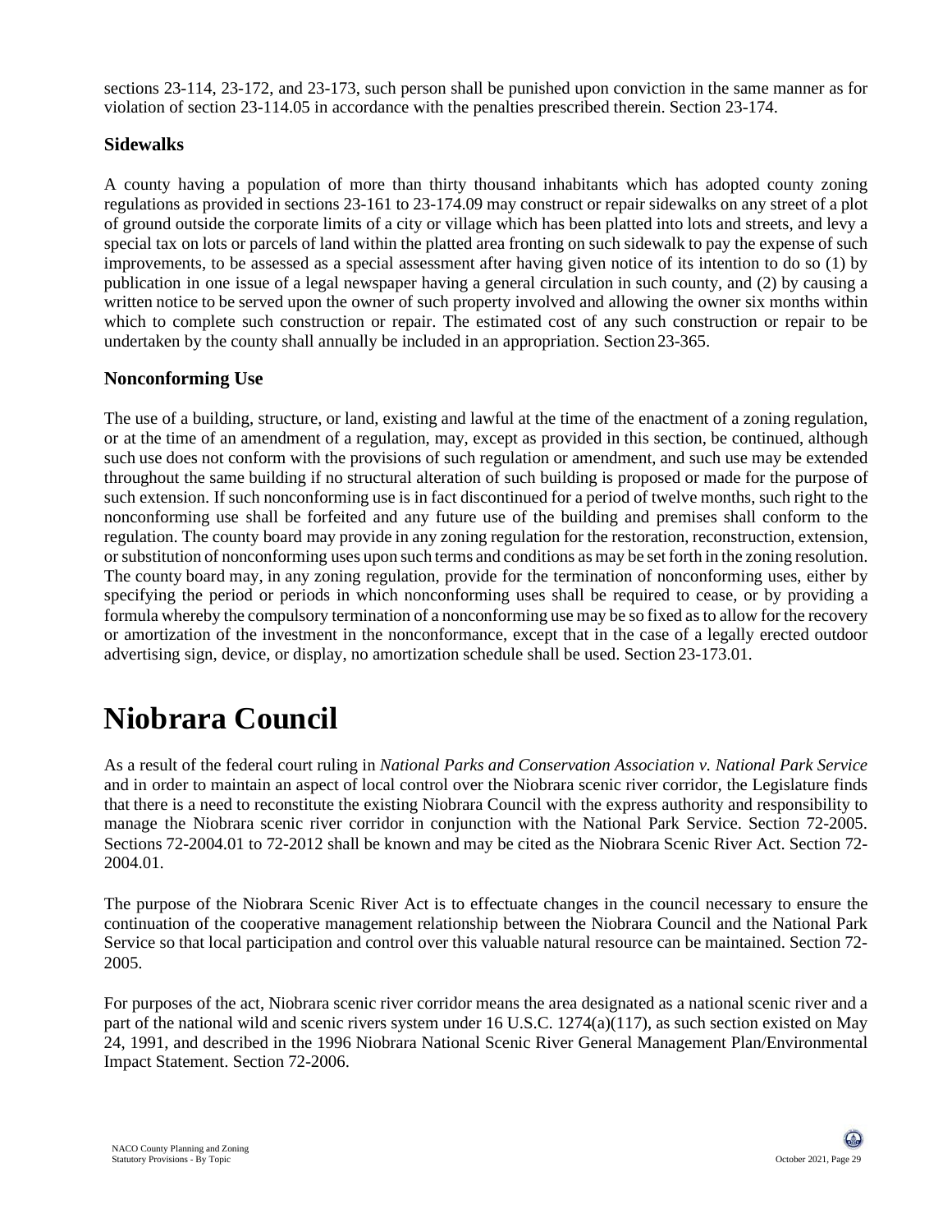sections 23-114, 23-172, and 23-173, such person shall be punished upon conviction in the same manner as for violation of section 23-114.05 in accordance with the penalties prescribed therein. Section 23-174.

### Sidewalks

A county having a population of more than thirty thousand inhabitants which has adopted county zoning regulations as provided in sections 23-161 to 23-174.09 may construct or repair sidewalks on any street of a plot of ground outside the corporate limits of a city or village which has been platted into lots and streets, and levy a special tax on lots or parcels of land within the platted area fronting on such sidewalk to pay the expense of such improvements, to be assessed as a special assessment after having given notice of its intention to do so (1) by publication in one issue of a legal newspaper having a general circulation in such county, and (2) by causing a written notice to be served upon the owner of such property involved and allowing the owner six months within which to complete such construction or repair. The estimated cost of any such construction or repair to be undertaken by the county shall annually be included in an appropriation. Section 23-365.

### Nonconforming Use

The use of a building, structure, or land, existing and lawful at the time of the enactment of a zoning regulation, or at the time of an amendment of a regulation, may, except as provided in this section, be continued, although such use does not conform with the provisions of such regulation or amendment, and such use may be extended throughout the same building if no structural alteration of such building is proposed or made for the purpose of such extension. If such nonconforming use is in fact discontinued for a period of twelve months, such right to the nonconforming use shall be forfeited and any future use of the building and premises shall conform to the regulation. The county board may provide in any zoning regulation for the restoration, reconstruction, extension, or substitution of nonconforming uses upon such terms and conditions as may be set forth in the zoning resolution. The county board may, in any zoning regulation, provide for the termination of nonconforming uses, either by specifying the period or periods in which nonconforming uses shall be required to cease, or by providing a formula whereby the compulsory termination of a nonconforming use may be so fixed as to allow for the recovery or amortization of the investment in the nonconformance, except that in the case of a legally erected outdoor advertising sign, device, or display, no amortization schedule shall be used. Section 23-173.01.

# Niobrara Council

As a result of the federal court ruling in *National Parks and Conservation Association v. National Park Service* and in order to maintain an aspect of local control over the Niobrara scenic river corridor, the Legislature finds that there is a need to reconstitute the existing Niobrara Council with the express authority and responsibility to manage the Niobrara scenic river corridor in conjunction with the National Park Service. Section 72-2005. Sections 72-2004.01 to 72-2012 shall be known and may be cited as the Niobrara Scenic River Act. Section 72-2004.01.

The purpose of the Niobrara Scenic River Act is to effectuate changes in the council necessary to ensure the continuation of the cooperative management relationship between the Niobrara Council and the National Park Service so that local participation and control over this valuable natural resource can be maintained. Section 72-2005.

For purposes of the act, Niobrara scenic river corridor means the area designated as a national scenic river and a part of the national wild and scenic rivers system under 16 U.S.C. 1274(a)(117), as such section existed on May 24, 1991, and described in the 1996 Niobrara National Scenic River General Management Plan/Environmental Impact Statement. Section 72-2006.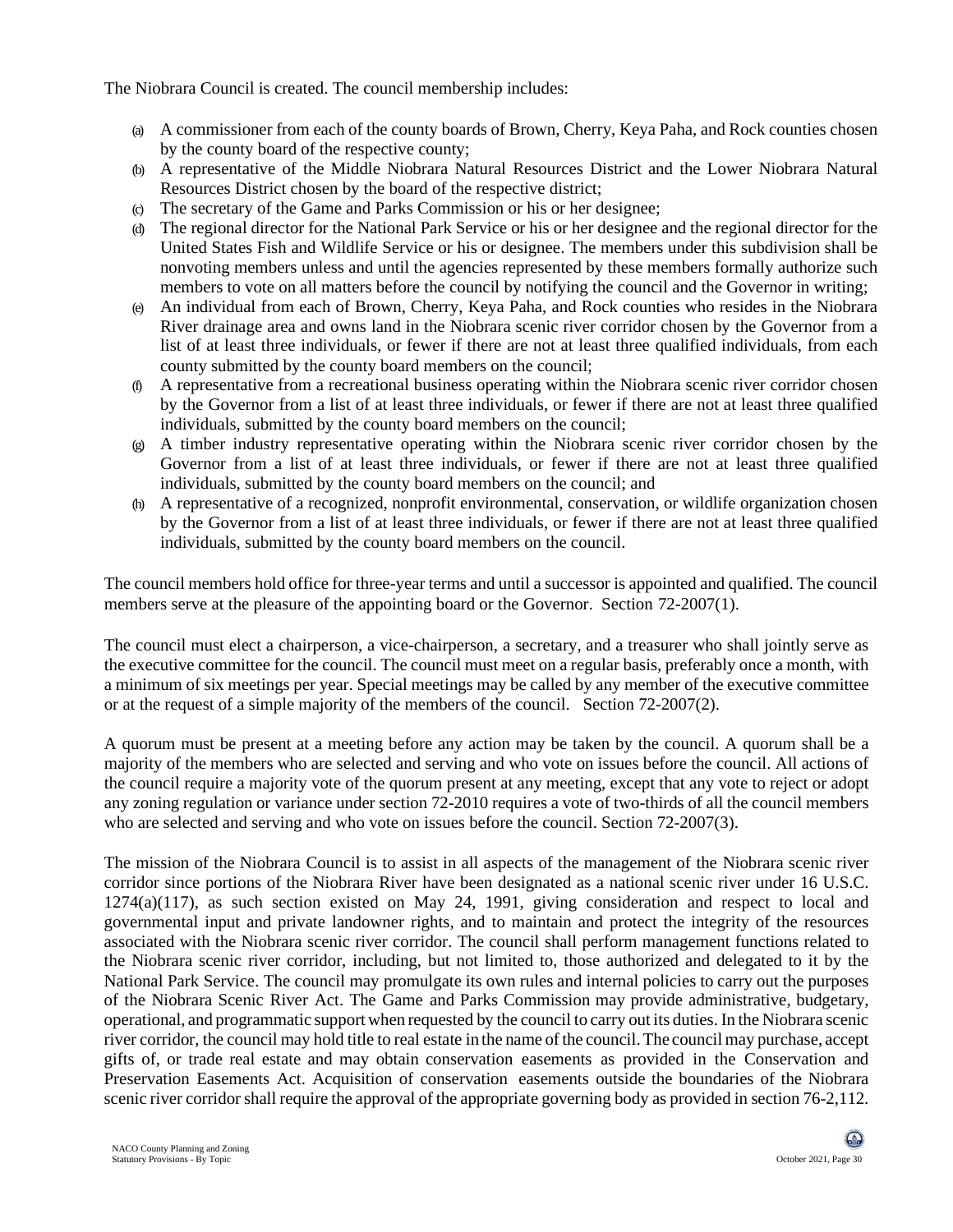The Niobrara Council is created. The council membership includes:

(a) A commissioner from each of the county boards of Brown, Cherry, Keya Paha, and Rock counties chosen by the county board of the respective county;
(b) A representative of the Middle Niobrara Natural Resources District and the Lower Niobrara Natural Resources District chosen by the board of the respective district;
(c) The secretary of the Game and Parks Commission or his or her designee;
(d) The regional director for the National Park Service or his or her designee and the regional director for the United States Fish and Wildlife Service or his or designee. The members under this subdivision shall be nonvoting members unless and until the agencies represented by these members formally authorize such members to vote on all matters before the council by notifying the council and the Governor in writing;
(e) An individual from each of Brown, Cherry, Keya Paha, and Rock counties who resides in the Niobrara River drainage area and owns land in the Niobrara scenic river corridor chosen by the Governor from a list of at least three individuals, or fewer if there are not at least three qualified individuals, from each county submitted by the county board members on the council;
(f) A representative from a recreational business operating within the Niobrara scenic river corridor chosen by the Governor from a list of at least three individuals, or fewer if there are not at least three qualified individuals, submitted by the county board members on the council;
(g) A timber industry representative operating within the Niobrara scenic river corridor chosen by the Governor from a list of at least three individuals, or fewer if there are not at least three qualified individuals, submitted by the county board members on the council; and
(h) A representative of a recognized, nonprofit environmental, conservation, or wildlife organization chosen by the Governor from a list of at least three individuals, or fewer if there are not at least three qualified individuals, submitted by the county board members on the council.

The council members hold office for three-year terms and until a successor is appointed and qualified. The council members serve at the pleasure of the appointing board or the Governor. Section 72-2007(1).

The council must elect a chairperson, a vice-chairperson, a secretary, and a treasurer who shall jointly serve as the executive committee for the council. The council must meet on a regular basis, preferably once a month, with a minimum of six meetings per year. Special meetings may be called by any member of the executive committee or at the request of a simple majority of the members of the council. Section 72-2007(2).

A quorum must be present at a meeting before any action may be taken by the council. A quorum shall be a majority of the members who are selected and serving and who vote on issues before the council. All actions of the council require a majority vote of the quorum present at any meeting, except that any vote to reject or adopt any zoning regulation or variance under section 72-2010 requires a vote of two-thirds of all the council members who are selected and serving and who vote on issues before the council. Section 72-2007(3).

The mission of the Niobrara Council is to assist in all aspects of the management of the Niobrara scenic river corridor since portions of the Niobrara River have been designated as a national scenic river under 16 U.S.C. 1274(a)(117), as such section existed on May 24, 1991, giving consideration and respect to local and governmental input and private landowner rights, and to maintain and protect the integrity of the resources associated with the Niobrara scenic river corridor. The council shall perform management functions related to the Niobrara scenic river corridor, including, but not limited to, those authorized and delegated to it by the National Park Service. The council may promulgate its own rules and internal policies to carry out the purposes of the Niobrara Scenic River Act. The Game and Parks Commission may provide administrative, budgetary, operational, and programmatic support when requested by the council to carry out its duties. In the Niobrara scenic river corridor, the council may hold title to real estate in the name of the council. The council may purchase, accept gifts of, or trade real estate and may obtain conservation easements as provided in the Conservation and Preservation Easements Act. Acquisition of conservation easements outside the boundaries of the Niobrara scenic river corridor shall require the approval of the appropriate governing body as provided in section 76-2,112.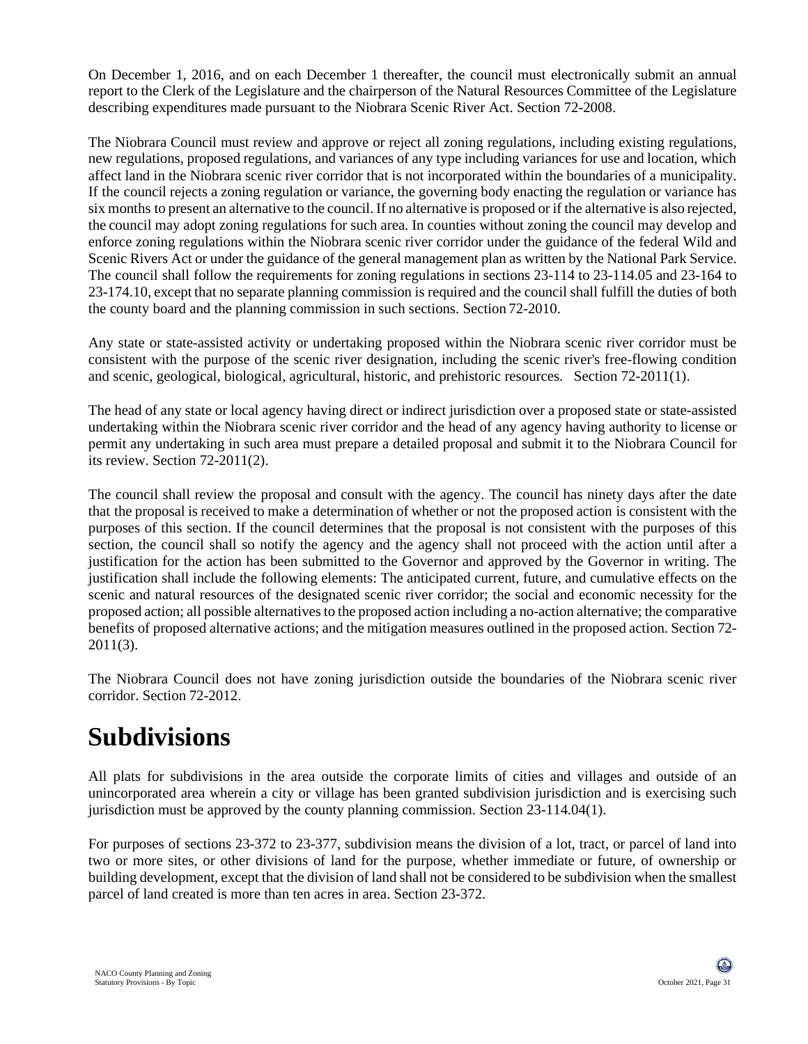On December 1, 2016, and on each December 1 thereafter, the council must electronically submit an annual report to the Clerk of the Legislature and the chairperson of the Natural Resources Committee of the Legislature describing expenditures made pursuant to the Niobrara Scenic River Act. Section 72-2008.

The Niobrara Council must review and approve or reject all zoning regulations, including existing regulations, new regulations, proposed regulations, and variances of any type including variances for use and location, which affect land in the Niobrara scenic river corridor that is not incorporated within the boundaries of a municipality. If the council rejects a zoning regulation or variance, the governing body enacting the regulation or variance has six months to present an alternative to the council. If no alternative is proposed or if the alternative is also rejected, the council may adopt zoning regulations for such area. In counties without zoning the council may develop and enforce zoning regulations within the Niobrara scenic river corridor under the guidance of the federal Wild and Scenic Rivers Act or under the guidance of the general management plan as written by the National Park Service. The council shall follow the requirements for zoning regulations in sections 23-114 to 23-114.05 and 23-164 to 23-174.10, except that no separate planning commission is required and the council shall fulfill the duties of both the county board and the planning commission in such sections. Section 72-2010.

Any state or state-assisted activity or undertaking proposed within the Niobrara scenic river corridor must be consistent with the purpose of the scenic river designation, including the scenic river's free-flowing condition and scenic, geological, biological, agricultural, historic, and prehistoric resources. Section 72-2011(1).

The head of any state or local agency having direct or indirect jurisdiction over a proposed state or state-assisted undertaking within the Niobrara scenic river corridor and the head of any agency having authority to license or permit any undertaking in such area must prepare a detailed proposal and submit it to the Niobrara Council for its review. Section 72-2011(2).

The council shall review the proposal and consult with the agency. The council has ninety days after the date that the proposal is received to make a determination of whether or not the proposed action is consistent with the purposes of this section. If the council determines that the proposal is not consistent with the purposes of this section, the council shall so notify the agency and the agency shall not proceed with the action until after a justification for the action has been submitted to the Governor and approved by the Governor in writing. The justification shall include the following elements: The anticipated current, future, and cumulative effects on the scenic and natural resources of the designated scenic river corridor; the social and economic necessity for the proposed action; all possible alternatives to the proposed action including a no-action alternative; the comparative benefits of proposed alternative actions; and the mitigation measures outlined in the proposed action. Section 72-2011(3).

The Niobrara Council does not have zoning jurisdiction outside the boundaries of the Niobrara scenic river corridor. Section 72-2012.

# Subdivisions

All plats for subdivisions in the area outside the corporate limits of cities and villages and outside of an unincorporated area wherein a city or village has been granted subdivision jurisdiction and is exercising such jurisdiction must be approved by the county planning commission. Section 23-114.04(1).

For purposes of sections 23-372 to 23-377, subdivision means the division of a lot, tract, or parcel of land into two or more sites, or other divisions of land for the purpose, whether immediate or future, of ownership or building development, except that the division of land shall not be considered to be subdivision when the smallest parcel of land created is more than ten acres in area. Section 23-372.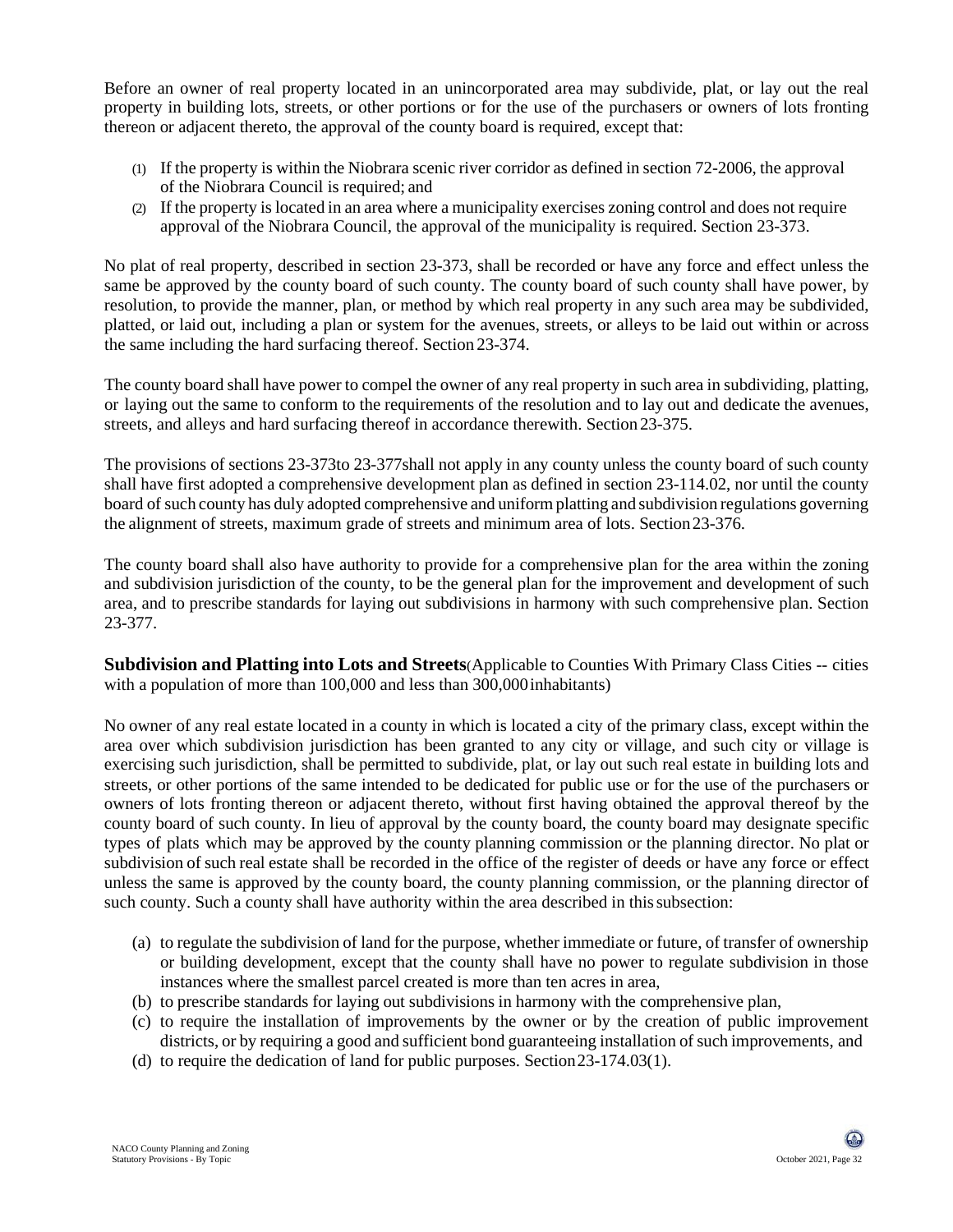Before an owner of real property located in an unincorporated area may subdivide, plat, or lay out the real property in building lots, streets, or other portions or for the use of the purchasers or owners of lots fronting thereon or adjacent thereto, the approval of the county board is required, except that:

(1) If the property is within the Niobrara scenic river corridor as defined in section 72-2006, the approval of the Niobrara Council is required; and
(2) If the property is located in an area where a municipality exercises zoning control and does not require approval of the Niobrara Council, the approval of the municipality is required. Section 23-373.

No plat of real property, described in section 23-373, shall be recorded or have any force and effect unless the same be approved by the county board of such county. The county board of such county shall have power, by resolution, to provide the manner, plan, or method by which real property in any such area may be subdivided, platted, or laid out, including a plan or system for the avenues, streets, or alleys to be laid out within or across the same including the hard surfacing thereof. Section 23-374.

The county board shall have power to compel the owner of any real property in such area in subdividing, platting, or laying out the same to conform to the requirements of the resolution and to lay out and dedicate the avenues, streets, and alleys and hard surfacing thereof in accordance therewith. Section 23-375.

The provisions of sections 23-373to 23-377shall not apply in any county unless the county board of such county shall have first adopted a comprehensive development plan as defined in section 23-114.02, nor until the county board of such county has duly adopted comprehensive and uniform platting and subdivision regulations governing the alignment of streets, maximum grade of streets and minimum area of lots. Section 23-376.

The county board shall also have authority to provide for a comprehensive plan for the area within the zoning and subdivision jurisdiction of the county, to be the general plan for the improvement and development of such area, and to prescribe standards for laying out subdivisions in harmony with such comprehensive plan. Section 23-377.

**Subdivision and Platting into Lots and Streets**(Applicable to Counties With Primary Class Cities -- cities with a population of more than 100,000 and less than 300,000 inhabitants)

No owner of any real estate located in a county in which is located a city of the primary class, except within the area over which subdivision jurisdiction has been granted to any city or village, and such city or village is exercising such jurisdiction, shall be permitted to subdivide, plat, or lay out such real estate in building lots and streets, or other portions of the same intended to be dedicated for public use or for the use of the purchasers or owners of lots fronting thereon or adjacent thereto, without first having obtained the approval thereof by the county board of such county. In lieu of approval by the county board, the county board may designate specific types of plats which may be approved by the county planning commission or the planning director. No plat or subdivision of such real estate shall be recorded in the office of the register of deeds or have any force or effect unless the same is approved by the county board, the county planning commission, or the planning director of such county. Such a county shall have authority within the area described in this subsection:

(a) to regulate the subdivision of land for the purpose, whether immediate or future, of transfer of ownership or building development, except that the county shall have no power to regulate subdivision in those instances where the smallest parcel created is more than ten acres in area,
(b) to prescribe standards for laying out subdivisions in harmony with the comprehensive plan,
(c) to require the installation of improvements by the owner or by the creation of public improvement districts, or by requiring a good and sufficient bond guaranteeing installation of such improvements, and
(d) to require the dedication of land for public purposes. Section 23-174.03(1).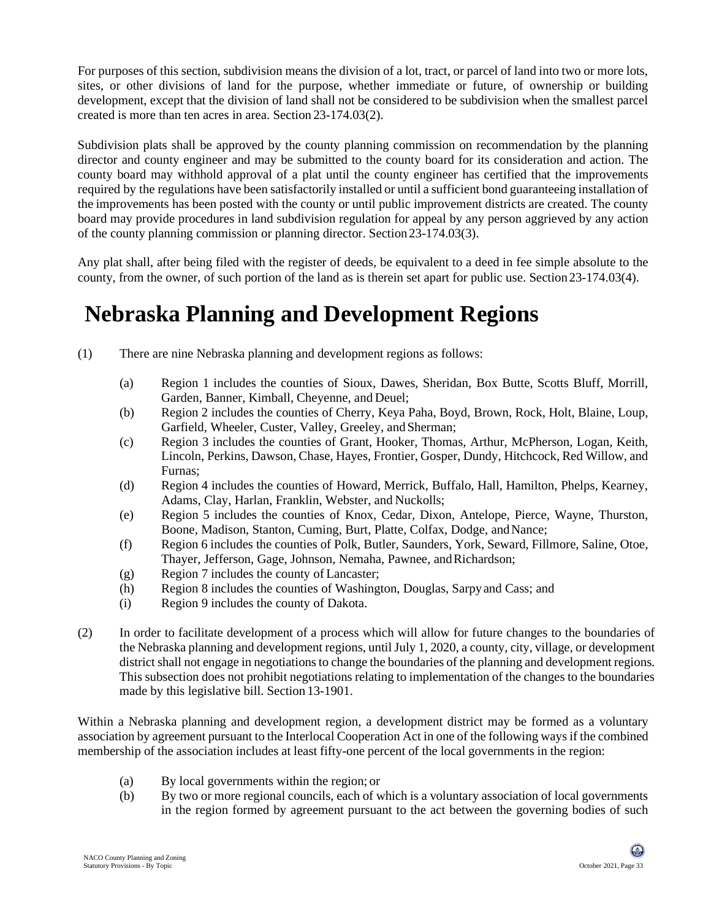For purposes of this section, subdivision means the division of a lot, tract, or parcel of land into two or more lots, sites, or other divisions of land for the purpose, whether immediate or future, of ownership or building development, except that the division of land shall not be considered to be subdivision when the smallest parcel created is more than ten acres in area. Section 23-174.03(2).

Subdivision plats shall be approved by the county planning commission on recommendation by the planning director and county engineer and may be submitted to the county board for its consideration and action. The county board may withhold approval of a plat until the county engineer has certified that the improvements required by the regulations have been satisfactorily installed or until a sufficient bond guaranteeing installation of the improvements has been posted with the county or until public improvement districts are created. The county board may provide procedures in land subdivision regulation for appeal by any person aggrieved by any action of the county planning commission or planning director. Section 23-174.03(3).

Any plat shall, after being filed with the register of deeds, be equivalent to a deed in fee simple absolute to the county, from the owner, of such portion of the land as is therein set apart for public use. Section 23-174.03(4).

# Nebraska Planning and Development Regions

(1) There are nine Nebraska planning and development regions as follows:

- (a) Region 1 includes the counties of Sioux, Dawes, Sheridan, Box Butte, Scotts Bluff, Morrill, Garden, Banner, Kimball, Cheyenne, and Deuel;
- (b) Region 2 includes the counties of Cherry, Keya Paha, Boyd, Brown, Rock, Holt, Blaine, Loup, Garfield, Wheeler, Custer, Valley, Greeley, and Sherman;
- (c) Region 3 includes the counties of Grant, Hooker, Thomas, Arthur, McPherson, Logan, Keith, Lincoln, Perkins, Dawson, Chase, Hayes, Frontier, Gosper, Dundy, Hitchcock, Red Willow, and Furnas;
- (d) Region 4 includes the counties of Howard, Merrick, Buffalo, Hall, Hamilton, Phelps, Kearney, Adams, Clay, Harlan, Franklin, Webster, and Nuckolls;
- (e) Region 5 includes the counties of Knox, Cedar, Dixon, Antelope, Pierce, Wayne, Thurston, Boone, Madison, Stanton, Cuming, Burt, Platte, Colfax, Dodge, and Nance;
- (f) Region 6 includes the counties of Polk, Butler, Saunders, York, Seward, Fillmore, Saline, Otoe, Thayer, Jefferson, Gage, Johnson, Nemaha, Pawnee, and Richardson;
- (g) Region 7 includes the county of Lancaster;
- (h) Region 8 includes the counties of Washington, Douglas, Sarpy and Cass; and
- (i) Region 9 includes the county of Dakota.

(2) In order to facilitate development of a process which will allow for future changes to the boundaries of the Nebraska planning and development regions, until July 1, 2020, a county, city, village, or development district shall not engage in negotiations to change the boundaries of the planning and development regions. This subsection does not prohibit negotiations relating to implementation of the changes to the boundaries made by this legislative bill. Section 13-1901.

Within a Nebraska planning and development region, a development district may be formed as a voluntary association by agreement pursuant to the Interlocal Cooperation Act in one of the following ways if the combined membership of the association includes at least fifty-one percent of the local governments in the region:

- (a) By local governments within the region; or
- (b) By two or more regional councils, each of which is a voluntary association of local governments in the region formed by agreement pursuant to the act between the governing bodies of such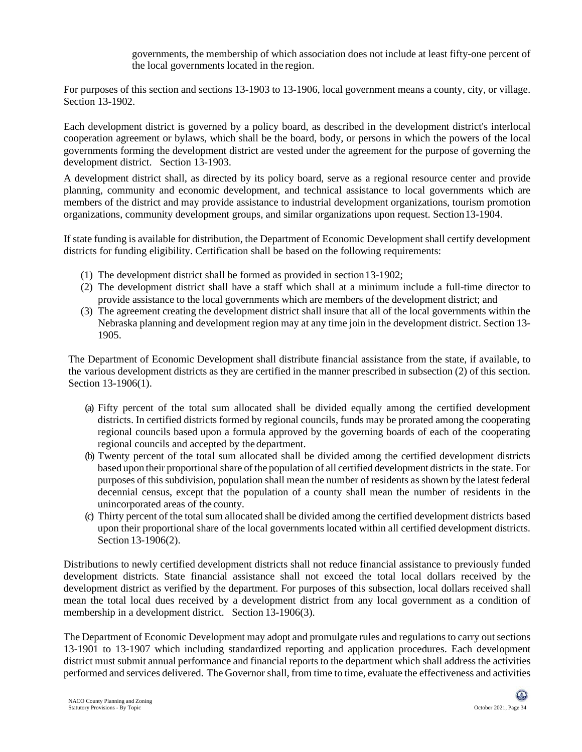governments, the membership of which association does not include at least fifty-one percent of the local governments located in the region.

For purposes of this section and sections 13-1903 to 13-1906, local government means a county, city, or village. Section 13-1902.

Each development district is governed by a policy board, as described in the development district's interlocal cooperation agreement or bylaws, which shall be the board, body, or persons in which the powers of the local governments forming the development district are vested under the agreement for the purpose of governing the development district. Section 13-1903.

A development district shall, as directed by its policy board, serve as a regional resource center and provide planning, community and economic development, and technical assistance to local governments which are members of the district and may provide assistance to industrial development organizations, tourism promotion organizations, community development groups, and similar organizations upon request. Section 13-1904.

If state funding is available for distribution, the Department of Economic Development shall certify development districts for funding eligibility. Certification shall be based on the following requirements:

(1) The development district shall be formed as provided in section 13-1902;
(2) The development district shall have a staff which shall at a minimum include a full-time director to provide assistance to the local governments which are members of the development district; and
(3) The agreement creating the development district shall insure that all of the local governments within the Nebraska planning and development region may at any time join in the development district. Section 13-1905.

The Department of Economic Development shall distribute financial assistance from the state, if available, to the various development districts as they are certified in the manner prescribed in subsection (2) of this section. Section 13-1906(1).

(a) Fifty percent of the total sum allocated shall be divided equally among the certified development districts. In certified districts formed by regional councils, funds may be prorated among the cooperating regional councils based upon a formula approved by the governing boards of each of the cooperating regional councils and accepted by the department.
(b) Twenty percent of the total sum allocated shall be divided among the certified development districts based upon their proportional share of the population of all certified development districts in the state. For purposes of this subdivision, population shall mean the number of residents as shown by the latest federal decennial census, except that the population of a county shall mean the number of residents in the unincorporated areas of the county.
(c) Thirty percent of the total sum allocated shall be divided among the certified development districts based upon their proportional share of the local governments located within all certified development districts. Section 13-1906(2).

Distributions to newly certified development districts shall not reduce financial assistance to previously funded development districts. State financial assistance shall not exceed the total local dollars received by the development district as verified by the department. For purposes of this subsection, local dollars received shall mean the total local dues received by a development district from any local government as a condition of membership in a development district. Section 13-1906(3).

The Department of Economic Development may adopt and promulgate rules and regulations to carry out sections 13-1901 to 13-1907 which including standardized reporting and application procedures. Each development district must submit annual performance and financial reports to the department which shall address the activities performed and services delivered. The Governor shall, from time to time, evaluate the effectiveness and activities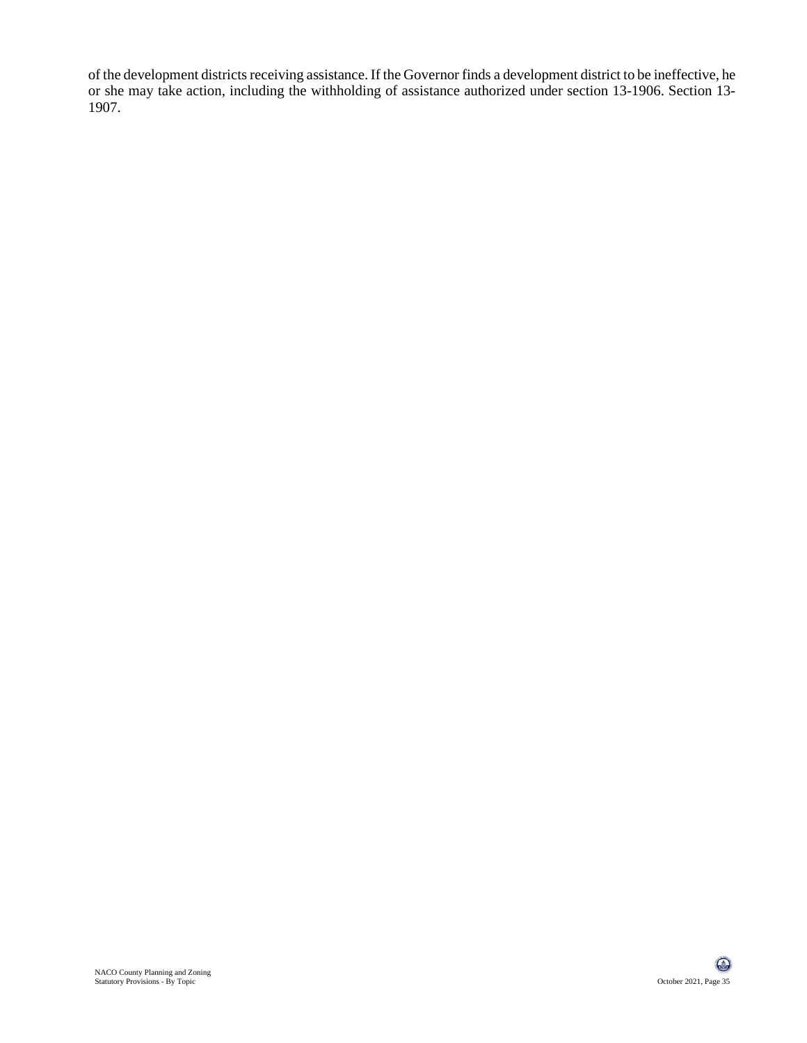of the development districts receiving assistance. If the Governor finds a development district to be ineffective, he or she may take action, including the withholding of assistance authorized under section 13-1906. Section 13-1907.